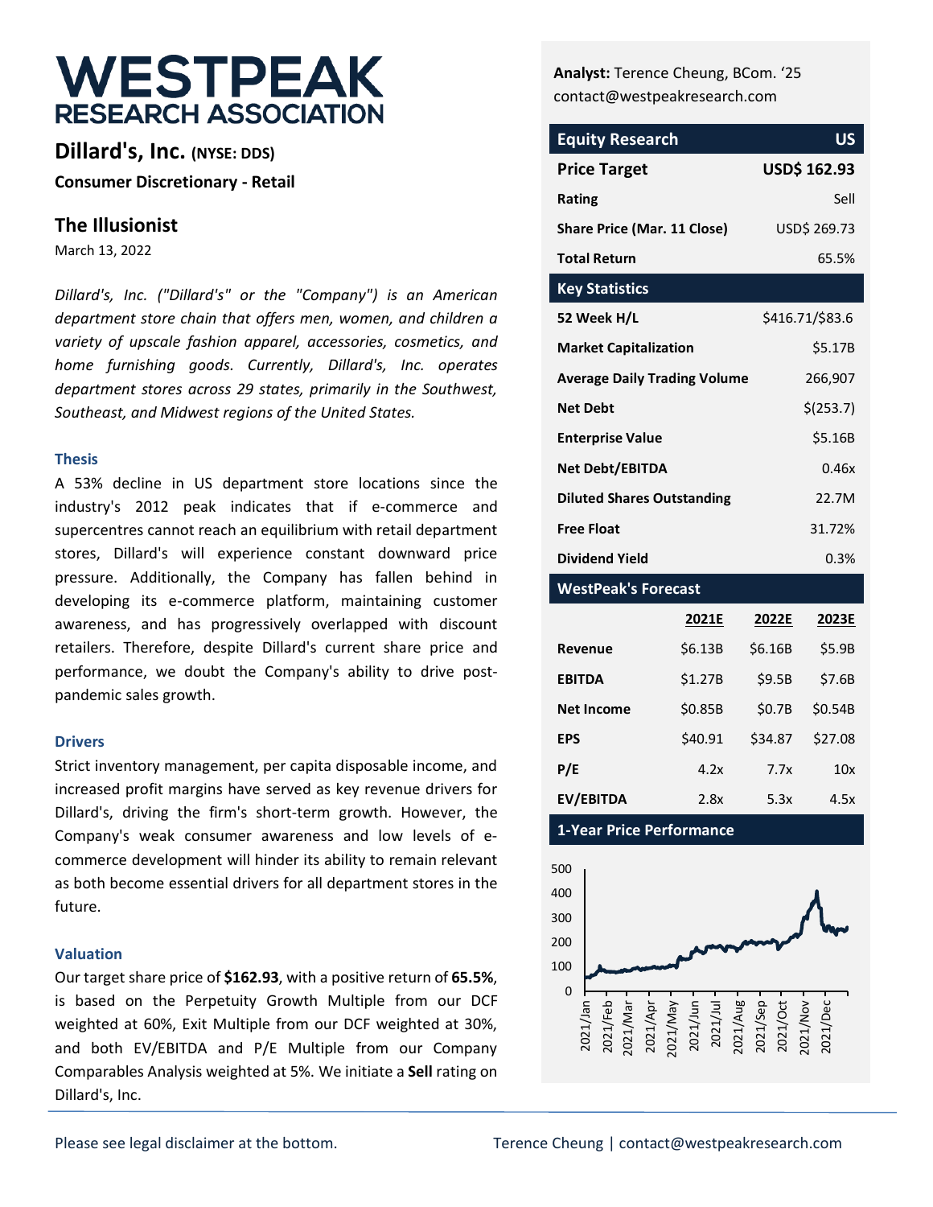# WESTPEAK RESEARCH ASSOCIATION

## Dillard's, Inc. (NYSE: DDS)

**Consumer Discretionary - Retail**

## The Illusionist

March 13, 2022

*Dillard's, Inc. ("Dillard's" or the "Company") is an American department store chain that offers men, women, and children a variety of upscale fashion apparel, accessories, cosmetics, and home furnishing goods. Currently, Dillard's, Inc. operates department stores across 29 states, primarily in the Southwest, Southeast, and Midwest regions of the United States.*

### Thesis

A 53% decline in US department store locations since the industry's 2012 peak indicates that if e-commerce and supercentres cannot reach an equilibrium with retail department stores, Dillard's will experience constant downward price pressure. Additionally, the Company has fallen behind in developing its e-commerce platform, maintaining customer awareness, and has progressively overlapped with discount retailers. Therefore, despite Dillard's current share price and performance, we doubt the Company's ability to drive post-pandemic sales growth.

### Drivers

Strict inventory management, per capita disposable income, and increased profit margins have served as key revenue drivers for Dillard's, driving the firm's short-term growth. However, the Company's weak consumer awareness and low levels of e-commerce development will hinder its ability to remain relevant as both become essential drivers for all department stores in the future.

### Valuation

Our target share price of **$162.93**, with a positive return of **65.5%**, is based on the Perpetuity Growth Multiple from our DCF weighted at 60%, Exit Multiple from our DCF weighted at 30%, and both EV/EBITDA and P/E Multiple from our Company Comparables Analysis weighted at 5%. We initiate a **Sell** rating on Dillard's, Inc.

**Analyst:** Terence Cheung, BCom. '25
contact@westpeakresearch.com

| Equity Research | US |
|---|---|
| **Price Target** | **USD$ 162.93** |
| **Rating** | Sell |
| **Share Price (Mar. 11 Close)** | USD$ 269.73 |
| **Total Return** | 65.5% |

| Key Statistics | |
|---|---|
| **52 Week H/L** | $416.71/$83.6 |
| **Market Capitalization** | $5.17B |
| **Average Daily Trading Volume** | 266,907 |
| **Net Debt** | $(253.7) |
| **Enterprise Value** | $5.16B |
| **Net Debt/EBITDA** | 0.46x |
| **Diluted Shares Outstanding** | 22.7M |
| **Free Float** | 31.72% |
| **Dividend Yield** | 0.3% |

| WestPeak's Forecast | 2021E | 2022E | 2023E |
|---|---|---|---|
| **Revenue** | $6.13B | $6.16B | $5.9B |
| **EBITDA** | $1.27B | $9.5B | $7.6B |
| **Net Income** | $0.85B | $0.7B | $0.54B |
| **EPS** | $40.91 | $34.87 | $27.08 |
| **P/E** | 4.2x | 7.7x | 10x |
| **EV/EBITDA** | 2.8x | 5.3x | 4.5x |

**1-Year Price Performance**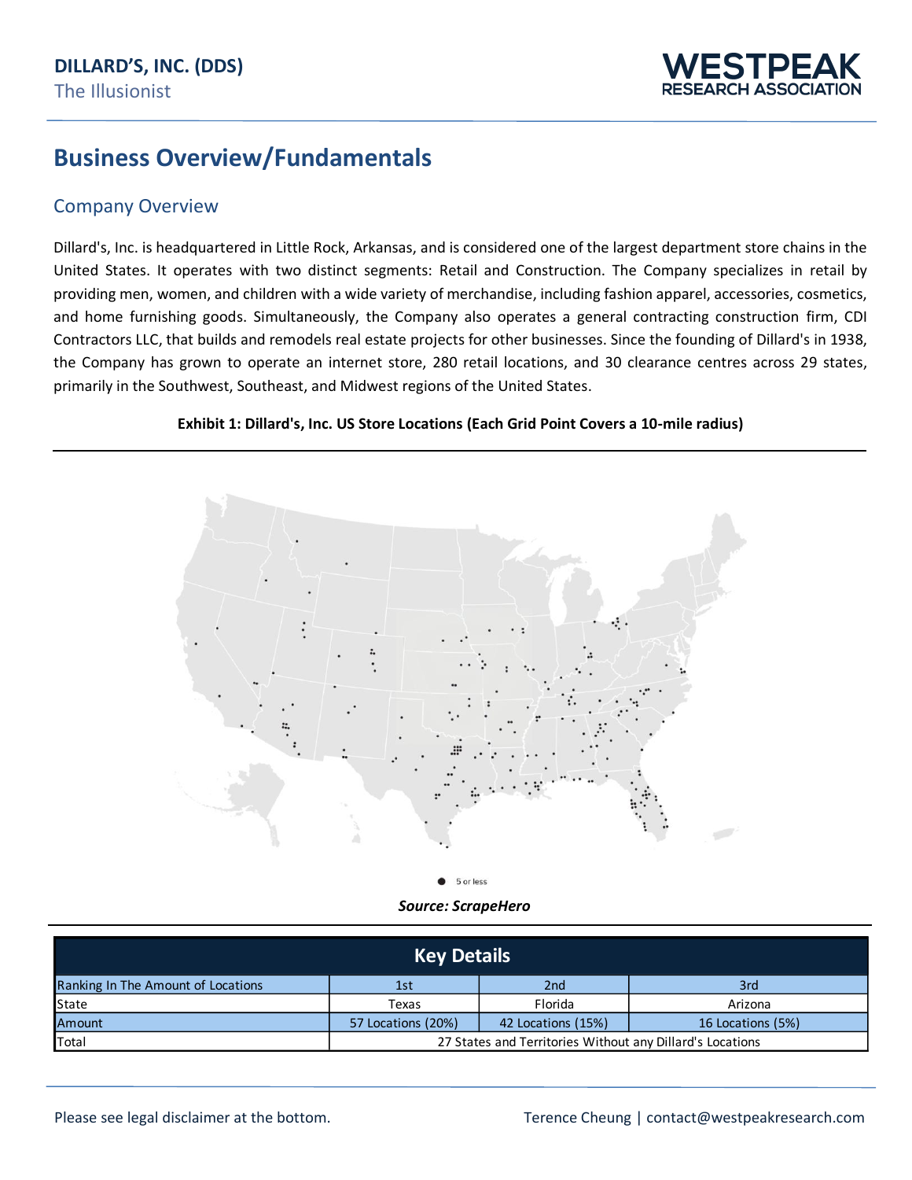# Business Overview/Fundamentals

## Company Overview

Dillard's, Inc. is headquartered in Little Rock, Arkansas, and is considered one of the largest department store chains in the United States. It operates with two distinct segments: Retail and Construction. The Company specializes in retail by providing men, women, and children with a wide variety of merchandise, including fashion apparel, accessories, cosmetics, and home furnishing goods. Simultaneously, the Company also operates a general contracting construction firm, CDI Contractors LLC, that builds and remodels real estate projects for other businesses. Since the founding of Dillard's in 1938, the Company has grown to operate an internet store, 280 retail locations, and 30 clearance centres across 29 states, primarily in the Southwest, Southeast, and Midwest regions of the United States.

**Exhibit 1: Dillard's, Inc. US Store Locations (Each Grid Point Covers a 10-mile radius)**

● 5 or less

***Source: ScrapeHero***

| Key Details | | | |
|---|---|---|---|
| Ranking In The Amount of Locations | 1st | 2nd | 3rd |
| State | Texas | Florida | Arizona |
| Amount | 57 Locations (20%) | 42 Locations (15%) | 16 Locations (5%) |
| Total | 27 States and Territories Without any Dillard's Locations | | |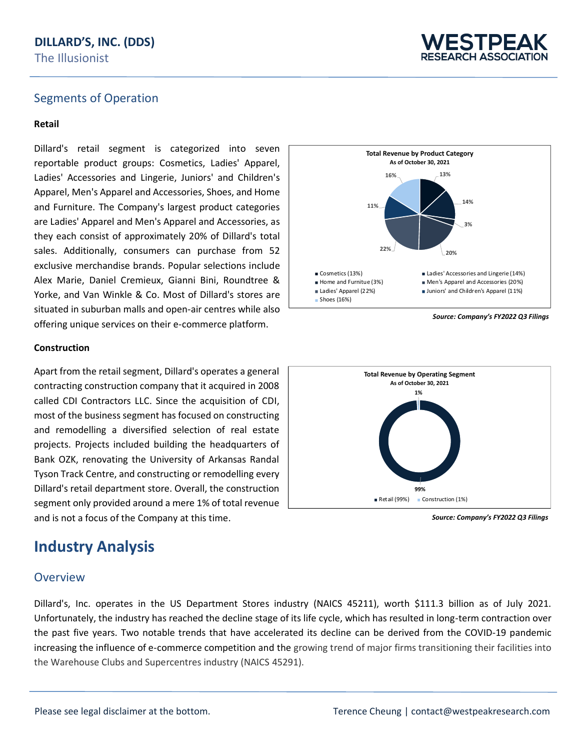## Segments of Operation

**Retail**

Dillard's retail segment is categorized into seven reportable product groups: Cosmetics, Ladies' Apparel, Ladies' Accessories and Lingerie, Juniors' and Children's Apparel, Men's Apparel and Accessories, Shoes, and Home and Furniture. The Company's largest product categories are Ladies' Apparel and Men's Apparel and Accessories, as they each consist of approximately 20% of Dillard's total sales. Additionally, consumers can purchase from 52 exclusive merchandise brands. Popular selections include Alex Marie, Daniel Cremieux, Gianni Bini, Roundtree & Yorke, and Van Winkle & Co. Most of Dillard's stores are situated in suburban malls and open-air centres while also offering unique services on their e-commerce platform.

**Total Revenue by Product Category**
**As of October 30, 2021**

| Category | Share |
|---|---|
| Cosmetics | 13% |
| Ladies' Accessories and Lingerie | 14% |
| Home and Furnitue | 3% |
| Men's Apparel and Accessories | 20% |
| Ladies' Apparel | 22% |
| Juniors' and Children's Apparel | 11% |
| Shoes | 16% |

*Source: Company's FY2022 Q3 Filings*

**Construction**

Apart from the retail segment, Dillard's operates a general contracting construction company that it acquired in 2008 called CDI Contractors LLC. Since the acquisition of CDI, most of the business segment has focused on constructing and remodelling a diversified selection of real estate projects. Projects included building the headquarters of Bank OZK, renovating the University of Arkansas Randal Tyson Track Centre, and constructing or remodelling every Dillard's retail department store. Overall, the construction segment only provided around a mere 1% of total revenue and is not a focus of the Company at this time.

**Total Revenue by Operating Segment**
**As of October 30, 2021**

| Segment | Share |
|---|---|
| Retail | 99% |
| Construction | 1% |

*Source: Company's FY2022 Q3 Filings*

# Industry Analysis

## Overview

Dillard's, Inc. operates in the US Department Stores industry (NAICS 45211), worth $111.3 billion as of July 2021. Unfortunately, the industry has reached the decline stage of its life cycle, which has resulted in long-term contraction over the past five years. Two notable trends that have accelerated its decline can be derived from the COVID-19 pandemic increasing the influence of e-commerce competition and the growing trend of major firms transitioning their facilities into the Warehouse Clubs and Supercentres industry (NAICS 45291).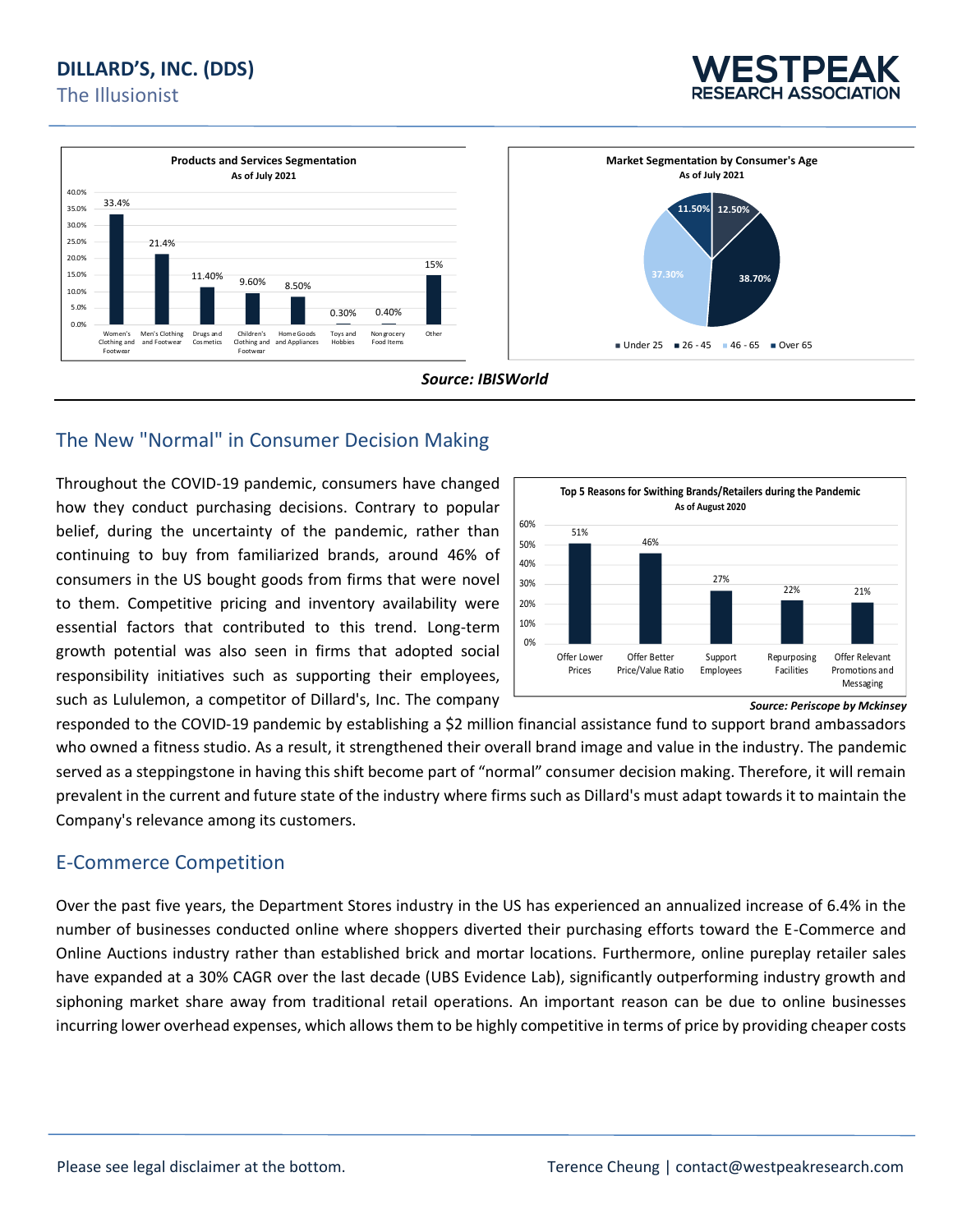**Products and Services Segmentation**
**As of July 2021**

| Segment | Share |
| --- | --- |
| Women's Clothing and Footwear | 33.4% |
| Men's Clothing and Footwear | 21.4% |
| Drugs and Cosmetics | 11.40% |
| Children's Clothing and Footwear | 9.60% |
| Home Goods and Appliances | 8.50% |
| Toys and Hobbies | 0.30% |
| Nongrocery Food Items | 0.40% |
| Other | 15% |

**Market Segmentation by Consumer's Age**
**As of July 2021**

| Age | Share |
| --- | --- |
| Under 25 | 12.50% |
| 26 - 45 | 38.70% |
| 46 - 65 | 37.30% |
| Over 65 | 11.50% |

***Source: IBISWorld***

## The New "Normal" in Consumer Decision Making

Throughout the COVID-19 pandemic, consumers have changed how they conduct purchasing decisions. Contrary to popular belief, during the uncertainty of the pandemic, rather than continuing to buy from familiarized brands, around 46% of consumers in the US bought goods from firms that were novel to them. Competitive pricing and inventory availability were essential factors that contributed to this trend. Long-term growth potential was also seen in firms that adopted social responsibility initiatives such as supporting their employees, such as Lululemon, a competitor of Dillard's, Inc. The company responded to the COVID-19 pandemic by establishing a $2 million financial assistance fund to support brand ambassadors who owned a fitness studio. As a result, it strengthened their overall brand image and value in the industry. The pandemic served as a steppingstone in having this shift become part of "normal" consumer decision making. Therefore, it will remain prevalent in the current and future state of the industry where firms such as Dillard's must adapt towards it to maintain the Company's relevance among its customers.

**Top 5 Reasons for Swithing Brands/Retailers during the Pandemic**
**As of August 2020**

| Reason | Share |
| --- | --- |
| Offer Lower Prices | 51% |
| Offer Better Price/Value Ratio | 46% |
| Support Employees | 27% |
| Repurposing Facilities | 22% |
| Offer Relevant Promotions and Messaging | 21% |

***Source: Periscope by Mckinsey***

## E-Commerce Competition

Over the past five years, the Department Stores industry in the US has experienced an annualized increase of 6.4% in the number of businesses conducted online where shoppers diverted their purchasing efforts toward the E-Commerce and Online Auctions industry rather than established brick and mortar locations. Furthermore, online pureplay retailer sales have expanded at a 30% CAGR over the last decade (UBS Evidence Lab), significantly outperforming industry growth and siphoning market share away from traditional retail operations. An important reason can be due to online businesses incurring lower overhead expenses, which allows them to be highly competitive in terms of price by providing cheaper costs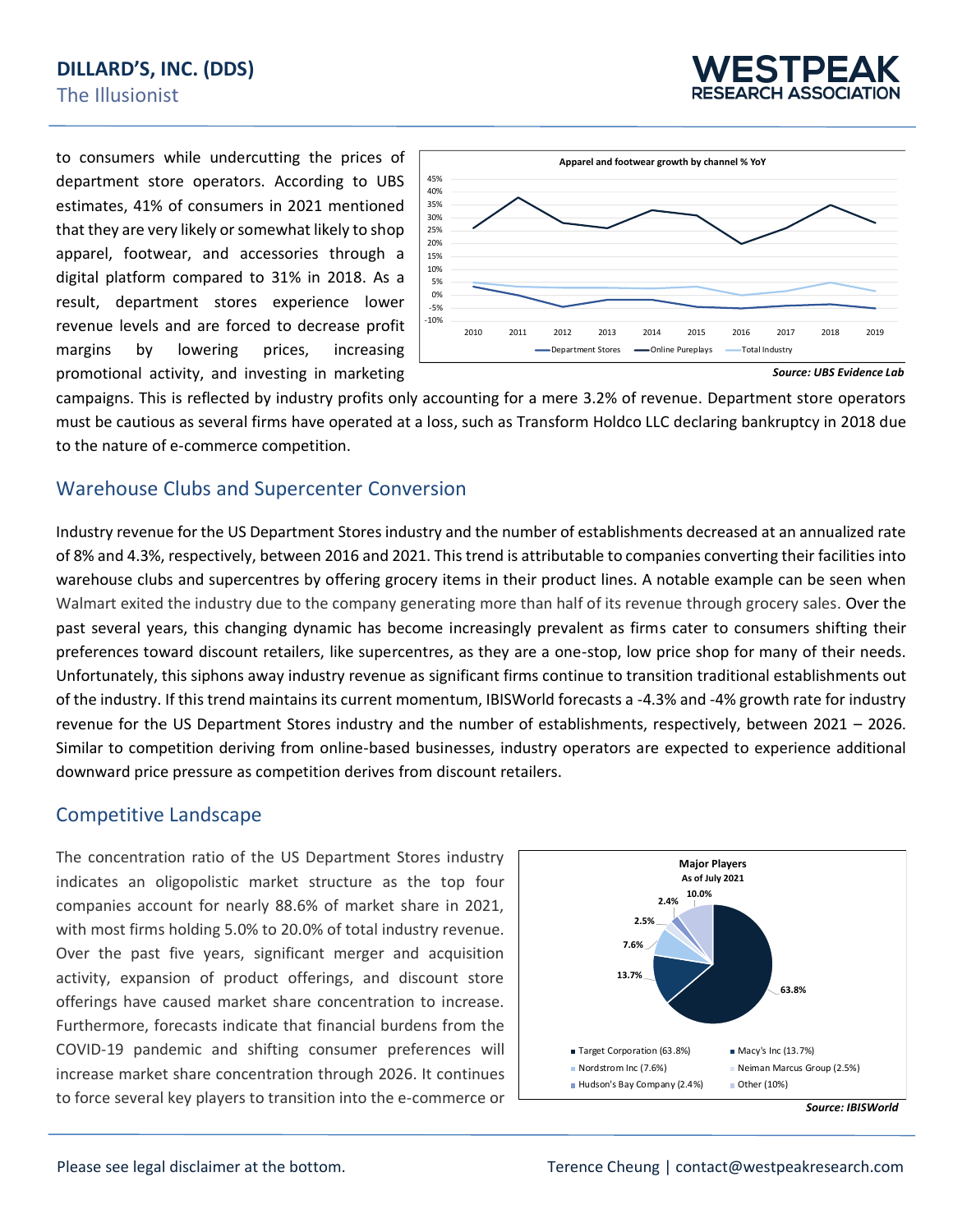to consumers while undercutting the prices of department store operators. According to UBS estimates, 41% of consumers in 2021 mentioned that they are very likely or somewhat likely to shop apparel, footwear, and accessories through a digital platform compared to 31% in 2018. As a result, department stores experience lower revenue levels and are forced to decrease profit margins by lowering prices, increasing promotional activity, and investing in marketing campaigns. This is reflected by industry profits only accounting for a mere 3.2% of revenue. Department store operators must be cautious as several firms have operated at a loss, such as Transform Holdco LLC declaring bankruptcy in 2018 due to the nature of e-commerce competition.

**Apparel and footwear growth by channel % YoY**

*Source: UBS Evidence Lab*

## Warehouse Clubs and Supercenter Conversion

Industry revenue for the US Department Stores industry and the number of establishments decreased at an annualized rate of 8% and 4.3%, respectively, between 2016 and 2021. This trend is attributable to companies converting their facilities into warehouse clubs and supercentres by offering grocery items in their product lines. A notable example can be seen when Walmart exited the industry due to the company generating more than half of its revenue through grocery sales. Over the past several years, this changing dynamic has become increasingly prevalent as firms cater to consumers shifting their preferences toward discount retailers, like supercentres, as they are a one-stop, low price shop for many of their needs. Unfortunately, this siphons away industry revenue as significant firms continue to transition traditional establishments out of the industry. If this trend maintains its current momentum, IBISWorld forecasts a -4.3% and -4% growth rate for industry revenue for the US Department Stores industry and the number of establishments, respectively, between 2021 – 2026. Similar to competition deriving from online-based businesses, industry operators are expected to experience additional downward price pressure as competition derives from discount retailers.

## Competitive Landscape

The concentration ratio of the US Department Stores industry indicates an oligopolistic market structure as the top four companies account for nearly 88.6% of market share in 2021, with most firms holding 5.0% to 20.0% of total industry revenue. Over the past five years, significant merger and acquisition activity, expansion of product offerings, and discount store offerings have caused market share concentration to increase. Furthermore, forecasts indicate that financial burdens from the COVID-19 pandemic and shifting consumer preferences will increase market share concentration through 2026. It continues to force several key players to transition into the e-commerce or

**Major Players**
**As of July 2021**

*Source: IBISWorld*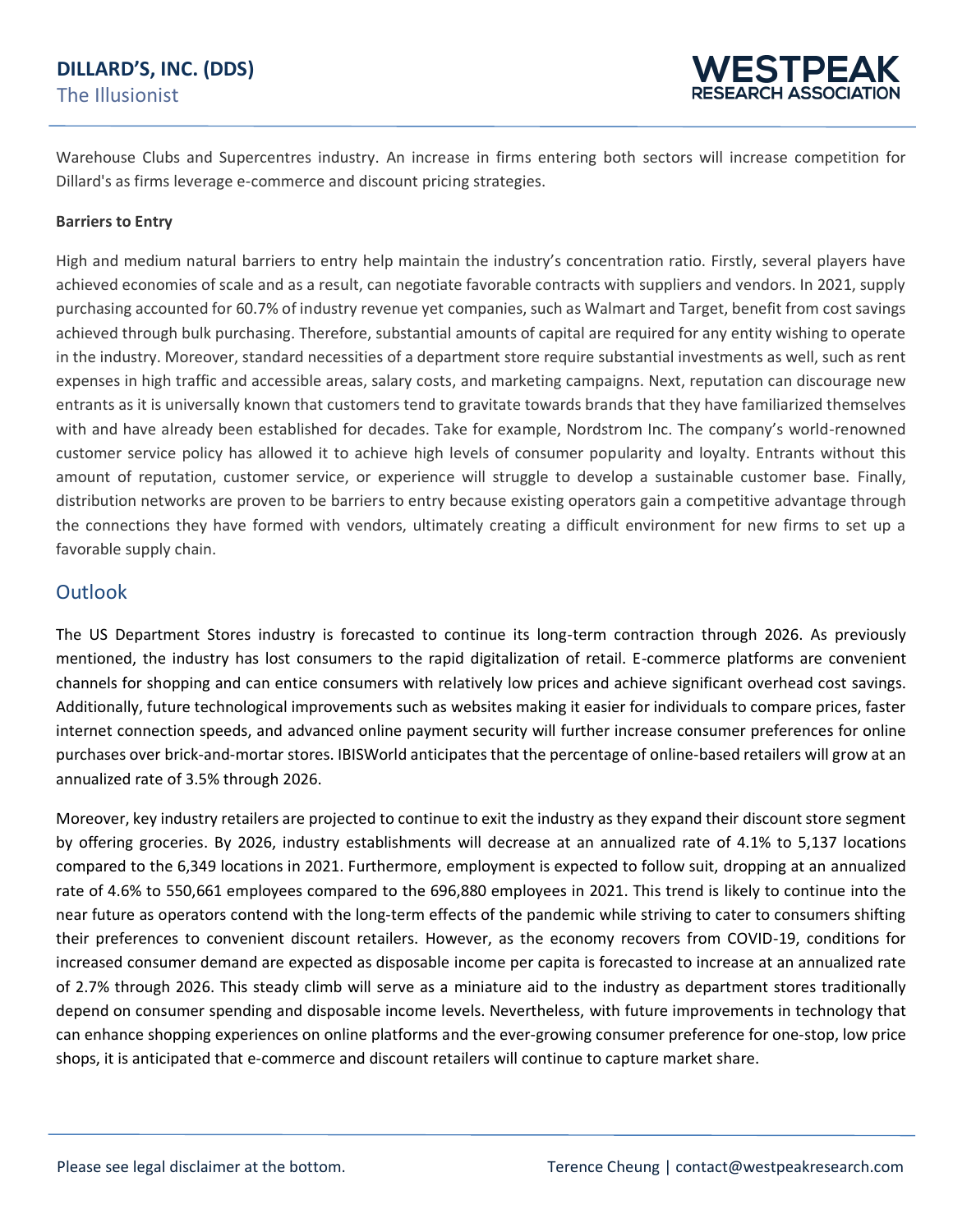Warehouse Clubs and Supercentres industry. An increase in firms entering both sectors will increase competition for Dillard's as firms leverage e-commerce and discount pricing strategies.

**Barriers to Entry**

High and medium natural barriers to entry help maintain the industry's concentration ratio. Firstly, several players have achieved economies of scale and as a result, can negotiate favorable contracts with suppliers and vendors. In 2021, supply purchasing accounted for 60.7% of industry revenue yet companies, such as Walmart and Target, benefit from cost savings achieved through bulk purchasing. Therefore, substantial amounts of capital are required for any entity wishing to operate in the industry. Moreover, standard necessities of a department store require substantial investments as well, such as rent expenses in high traffic and accessible areas, salary costs, and marketing campaigns. Next, reputation can discourage new entrants as it is universally known that customers tend to gravitate towards brands that they have familiarized themselves with and have already been established for decades. Take for example, Nordstrom Inc. The company's world-renowned customer service policy has allowed it to achieve high levels of consumer popularity and loyalty. Entrants without this amount of reputation, customer service, or experience will struggle to develop a sustainable customer base. Finally, distribution networks are proven to be barriers to entry because existing operators gain a competitive advantage through the connections they have formed with vendors, ultimately creating a difficult environment for new firms to set up a favorable supply chain.

## Outlook

The US Department Stores industry is forecasted to continue its long-term contraction through 2026. As previously mentioned, the industry has lost consumers to the rapid digitalization of retail. E-commerce platforms are convenient channels for shopping and can entice consumers with relatively low prices and achieve significant overhead cost savings. Additionally, future technological improvements such as websites making it easier for individuals to compare prices, faster internet connection speeds, and advanced online payment security will further increase consumer preferences for online purchases over brick-and-mortar stores. IBISWorld anticipates that the percentage of online-based retailers will grow at an annualized rate of 3.5% through 2026.

Moreover, key industry retailers are projected to continue to exit the industry as they expand their discount store segment by offering groceries. By 2026, industry establishments will decrease at an annualized rate of 4.1% to 5,137 locations compared to the 6,349 locations in 2021. Furthermore, employment is expected to follow suit, dropping at an annualized rate of 4.6% to 550,661 employees compared to the 696,880 employees in 2021. This trend is likely to continue into the near future as operators contend with the long-term effects of the pandemic while striving to cater to consumers shifting their preferences to convenient discount retailers. However, as the economy recovers from COVID-19, conditions for increased consumer demand are expected as disposable income per capita is forecasted to increase at an annualized rate of 2.7% through 2026. This steady climb will serve as a miniature aid to the industry as department stores traditionally depend on consumer spending and disposable income levels. Nevertheless, with future improvements in technology that can enhance shopping experiences on online platforms and the ever-growing consumer preference for one-stop, low price shops, it is anticipated that e-commerce and discount retailers will continue to capture market share.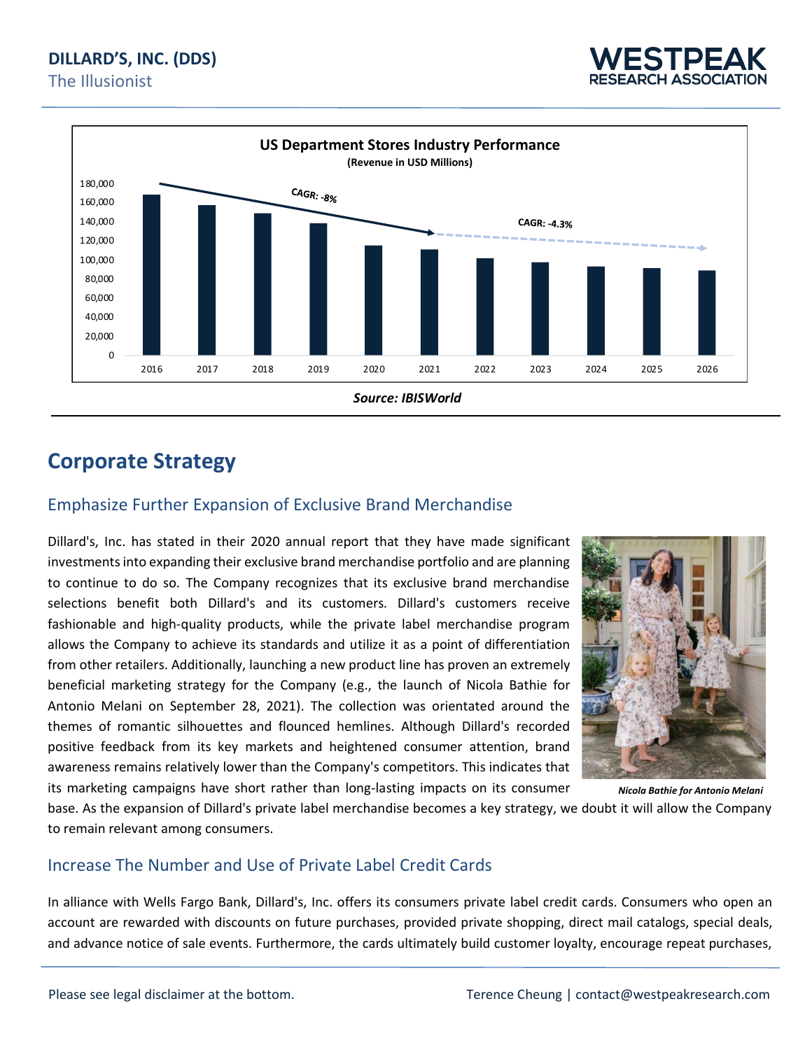**US Department Stores Industry Performance**
**(Revenue in USD Millions)**

CAGR: -8%

CAGR: -4.3%

*Source: IBISWorld*

## Corporate Strategy

### Emphasize Further Expansion of Exclusive Brand Merchandise

Dillard's, Inc. has stated in their 2020 annual report that they have made significant investments into expanding their exclusive brand merchandise portfolio and are planning to continue to do so. The Company recognizes that its exclusive brand merchandise selections benefit both Dillard's and its customers. Dillard's customers receive fashionable and high-quality products, while the private label merchandise program allows the Company to achieve its standards and utilize it as a point of differentiation from other retailers. Additionally, launching a new product line has proven an extremely beneficial marketing strategy for the Company (e.g., the launch of Nicola Bathie for Antonio Melani on September 28, 2021). The collection was orientated around the themes of romantic silhouettes and flounced hemlines. Although Dillard's recorded positive feedback from its key markets and heightened consumer attention, brand awareness remains relatively lower than the Company's competitors. This indicates that its marketing campaigns have short rather than long-lasting impacts on its consumer base. As the expansion of Dillard's private label merchandise becomes a key strategy, we doubt it will allow the Company to remain relevant among consumers.

*Nicola Bathie for Antonio Melani*

### Increase The Number and Use of Private Label Credit Cards

In alliance with Wells Fargo Bank, Dillard's, Inc. offers its consumers private label credit cards. Consumers who open an account are rewarded with discounts on future purchases, provided private shopping, direct mail catalogs, special deals, and advance notice of sale events. Furthermore, the cards ultimately build customer loyalty, encourage repeat purchases,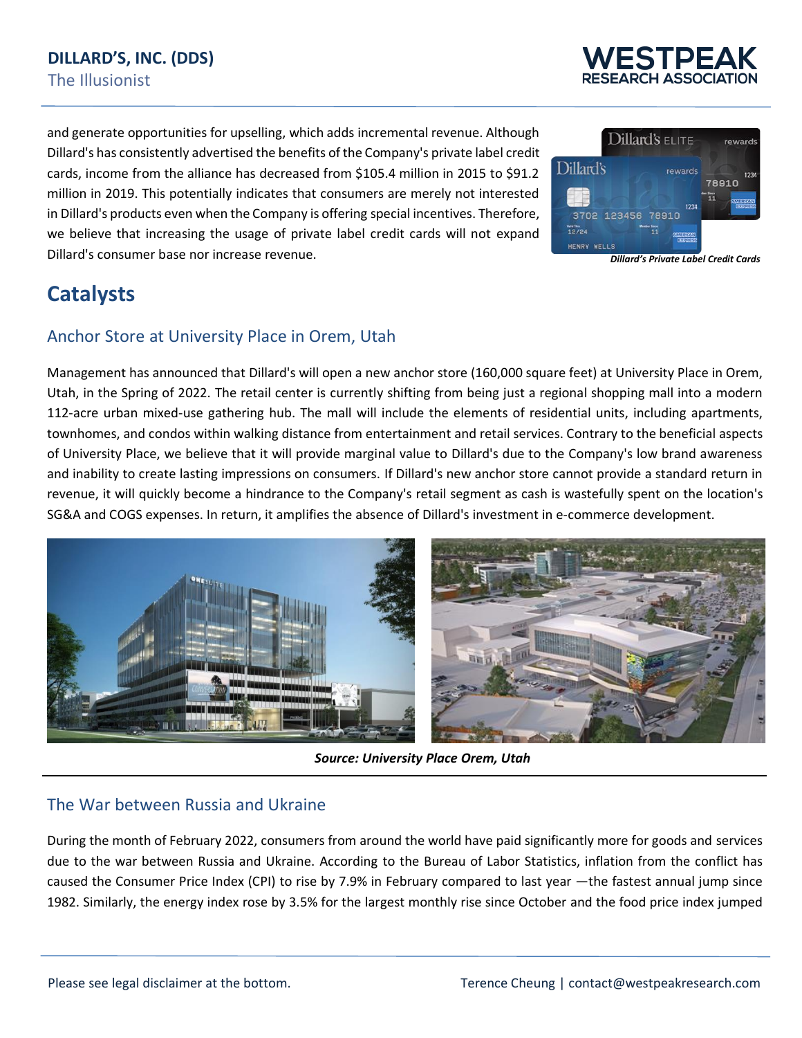and generate opportunities for upselling, which adds incremental revenue. Although Dillard's has consistently advertised the benefits of the Company's private label credit cards, income from the alliance has decreased from $105.4 million in 2015 to $91.2 million in 2019. This potentially indicates that consumers are merely not interested in Dillard's products even when the Company is offering special incentives. Therefore, we believe that increasing the usage of private label credit cards will not expand Dillard's consumer base nor increase revenue.

***Dillard's Private Label Credit Cards***

## Catalysts

### Anchor Store at University Place in Orem, Utah

Management has announced that Dillard's will open a new anchor store (160,000 square feet) at University Place in Orem, Utah, in the Spring of 2022. The retail center is currently shifting from being just a regional shopping mall into a modern 112-acre urban mixed-use gathering hub. The mall will include the elements of residential units, including apartments, townhomes, and condos within walking distance from entertainment and retail services. Contrary to the beneficial aspects of University Place, we believe that it will provide marginal value to Dillard's due to the Company's low brand awareness and inability to create lasting impressions on consumers. If Dillard's new anchor store cannot provide a standard return in revenue, it will quickly become a hindrance to the Company's retail segment as cash is wastefully spent on the location's SG&A and COGS expenses. In return, it amplifies the absence of Dillard's investment in e-commerce development.

***Source: University Place Orem, Utah***

### The War between Russia and Ukraine

During the month of February 2022, consumers from around the world have paid significantly more for goods and services due to the war between Russia and Ukraine. According to the Bureau of Labor Statistics, inflation from the conflict has caused the Consumer Price Index (CPI) to rise by 7.9% in February compared to last year —the fastest annual jump since 1982. Similarly, the energy index rose by 3.5% for the largest monthly rise since October and the food price index jumped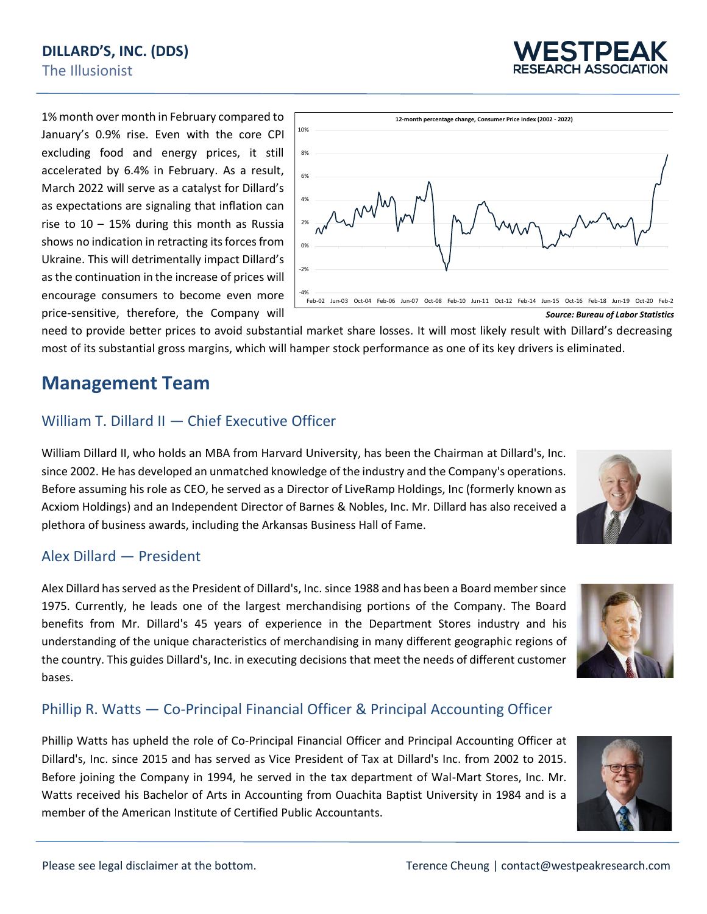1% month over month in February compared to January's 0.9% rise. Even with the core CPI excluding food and energy prices, it still accelerated by 6.4% in February. As a result, March 2022 will serve as a catalyst for Dillard's as expectations are signaling that inflation can rise to 10 – 15% during this month as Russia shows no indication in retracting its forces from Ukraine. This will detrimentally impact Dillard's as the continuation in the increase of prices will encourage consumers to become even more price-sensitive, therefore, the Company will need to provide better prices to avoid substantial market share losses. It will most likely result with Dillard's decreasing most of its substantial gross margins, which will hamper stock performance as one of its key drivers is eliminated.

**12-month percentage change, Consumer Price Index (2002 - 2022)**

***Source: Bureau of Labor Statistics***

## Management Team

### William T. Dillard II — Chief Executive Officer

William Dillard II, who holds an MBA from Harvard University, has been the Chairman at Dillard's, Inc. since 2002. He has developed an unmatched knowledge of the industry and the Company's operations. Before assuming his role as CEO, he served as a Director of LiveRamp Holdings, Inc (formerly known as Acxiom Holdings) and an Independent Director of Barnes & Nobles, Inc. Mr. Dillard has also received a plethora of business awards, including the Arkansas Business Hall of Fame.

### Alex Dillard — President

Alex Dillard has served as the President of Dillard's, Inc. since 1988 and has been a Board member since 1975. Currently, he leads one of the largest merchandising portions of the Company. The Board benefits from Mr. Dillard's 45 years of experience in the Department Stores industry and his understanding of the unique characteristics of merchandising in many different geographic regions of the country. This guides Dillard's, Inc. in executing decisions that meet the needs of different customer bases.

### Phillip R. Watts — Co-Principal Financial Officer & Principal Accounting Officer

Phillip Watts has upheld the role of Co-Principal Financial Officer and Principal Accounting Officer at Dillard's, Inc. since 2015 and has served as Vice President of Tax at Dillard's Inc. from 2002 to 2015. Before joining the Company in 1994, he served in the tax department of Wal-Mart Stores, Inc. Mr. Watts received his Bachelor of Arts in Accounting from Ouachita Baptist University in 1984 and is a member of the American Institute of Certified Public Accountants.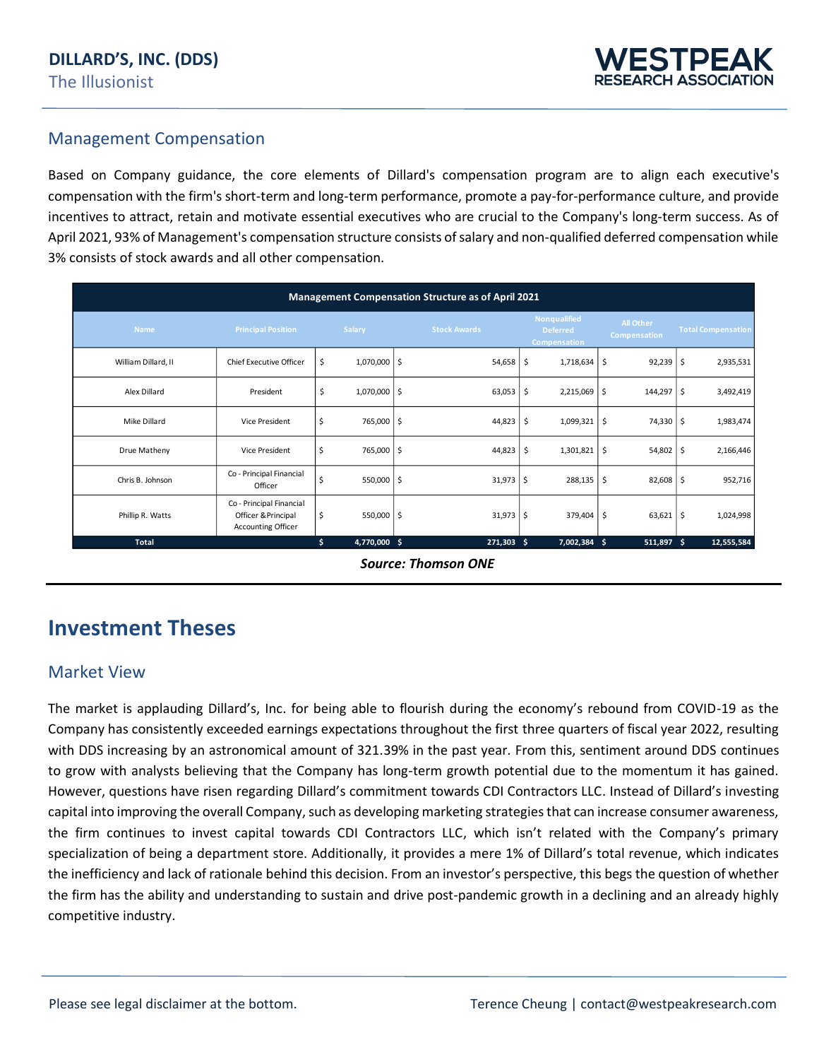## Management Compensation

Based on Company guidance, the core elements of Dillard's compensation program are to align each executive's compensation with the firm's short-term and long-term performance, promote a pay-for-performance culture, and provide incentives to attract, retain and motivate essential executives who are crucial to the Company's long-term success. As of April 2021, 93% of Management's compensation structure consists of salary and non-qualified deferred compensation while 3% consists of stock awards and all other compensation.

**Management Compensation Structure as of April 2021**

| Name | Principal Position | Salary | Stock Awards | Nonqualified Deferred Compensation | All Other Compensation | Total Compensation |
|---|---|---|---|---|---|---|
| William Dillard, II | Chief Executive Officer | $ 1,070,000 | $ 54,658 | $ 1,718,634 | $ 92,239 | $ 2,935,531 |
| Alex Dillard | President | $ 1,070,000 | $ 63,053 | $ 2,215,069 | $ 144,297 | $ 3,492,419 |
| Mike Dillard | Vice President | $ 765,000 | $ 44,823 | $ 1,099,321 | $ 74,330 | $ 1,983,474 |
| Drue Matheny | Vice President | $ 765,000 | $ 44,823 | $ 1,301,821 | $ 54,802 | $ 2,166,446 |
| Chris B. Johnson | Co - Principal Financial Officer | $ 550,000 | $ 31,973 | $ 288,135 | $ 82,608 | $ 952,716 |
| Phillip R. Watts | Co - Principal Financial Officer & Principal Accounting Officer | $ 550,000 | $ 31,973 | $ 379,404 | $ 63,621 | $ 1,024,998 |
| **Total** | | **$ 4,770,000** | **$ 271,303** | **$ 7,002,384** | **$ 511,897** | **$ 12,555,584** |

***Source: Thomson ONE***

# Investment Theses

## Market View

The market is applauding Dillard's, Inc. for being able to flourish during the economy's rebound from COVID-19 as the Company has consistently exceeded earnings expectations throughout the first three quarters of fiscal year 2022, resulting with DDS increasing by an astronomical amount of 321.39% in the past year. From this, sentiment around DDS continues to grow with analysts believing that the Company has long-term growth potential due to the momentum it has gained. However, questions have risen regarding Dillard's commitment towards CDI Contractors LLC. Instead of Dillard's investing capital into improving the overall Company, such as developing marketing strategies that can increase consumer awareness, the firm continues to invest capital towards CDI Contractors LLC, which isn't related with the Company's primary specialization of being a department store. Additionally, it provides a mere 1% of Dillard's total revenue, which indicates the inefficiency and lack of rationale behind this decision. From an investor's perspective, this begs the question of whether the firm has the ability and understanding to sustain and drive post-pandemic growth in a declining and an already highly competitive industry.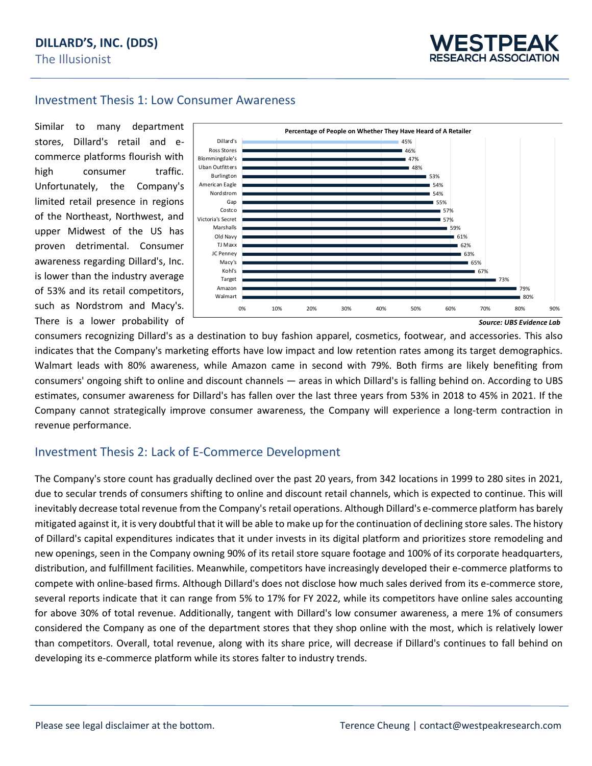## Investment Thesis 1: Low Consumer Awareness

Similar to many department stores, Dillard's retail and e-commerce platforms flourish with high consumer traffic. Unfortunately, the Company's limited retail presence in regions of the Northeast, Northwest, and upper Midwest of the US has proven detrimental. Consumer awareness regarding Dillard's, Inc. is lower than the industry average of 53% and its retail competitors, such as Nordstrom and Macy's. There is a lower probability of consumers recognizing Dillard's as a destination to buy fashion apparel, cosmetics, footwear, and accessories. This also indicates that the Company's marketing efforts have low impact and low retention rates among its target demographics. Walmart leads with 80% awareness, while Amazon came in second with 79%. Both firms are likely benefiting from consumers' ongoing shift to online and discount channels — areas in which Dillard's is falling behind on. According to UBS estimates, consumer awareness for Dillard's has fallen over the last three years from 53% in 2018 to 45% in 2021. If the Company cannot strategically improve consumer awareness, the Company will experience a long-term contraction in revenue performance.

**Percentage of People on Whether They Have Heard of A Retailer**

| Retailer | Percentage |
| --- | --- |
| Dillard's | 45% |
| Ross Stores | 46% |
| Blommingdale's | 47% |
| Uban Outfitters | 48% |
| Burlington | 53% |
| American Eagle | 54% |
| Nordstrom | 54% |
| Gap | 55% |
| Costco | 57% |
| Victoria's Secret | 57% |
| Marshalls | 59% |
| Old Navy | 61% |
| TJ Maxx | 62% |
| JC Penney | 63% |
| Macy's | 65% |
| Kohl's | 67% |
| Target | 73% |
| Amazon | 79% |
| Walmart | 80% |

***Source: UBS Evidence Lab***

## Investment Thesis 2: Lack of E-Commerce Development

The Company's store count has gradually declined over the past 20 years, from 342 locations in 1999 to 280 sites in 2021, due to secular trends of consumers shifting to online and discount retail channels, which is expected to continue. This will inevitably decrease total revenue from the Company's retail operations. Although Dillard's e-commerce platform has barely mitigated against it, it is very doubtful that it will be able to make up for the continuation of declining store sales. The history of Dillard's capital expenditures indicates that it under invests in its digital platform and prioritizes store remodeling and new openings, seen in the Company owning 90% of its retail store square footage and 100% of its corporate headquarters, distribution, and fulfillment facilities. Meanwhile, competitors have increasingly developed their e-commerce platforms to compete with online-based firms. Although Dillard's does not disclose how much sales derived from its e-commerce store, several reports indicate that it can range from 5% to 17% for FY 2022, while its competitors have online sales accounting for above 30% of total revenue. Additionally, tangent with Dillard's low consumer awareness, a mere 1% of consumers considered the Company as one of the department stores that they shop online with the most, which is relatively lower than competitors. Overall, total revenue, along with its share price, will decrease if Dillard's continues to fall behind on developing its e-commerce platform while its stores falter to industry trends.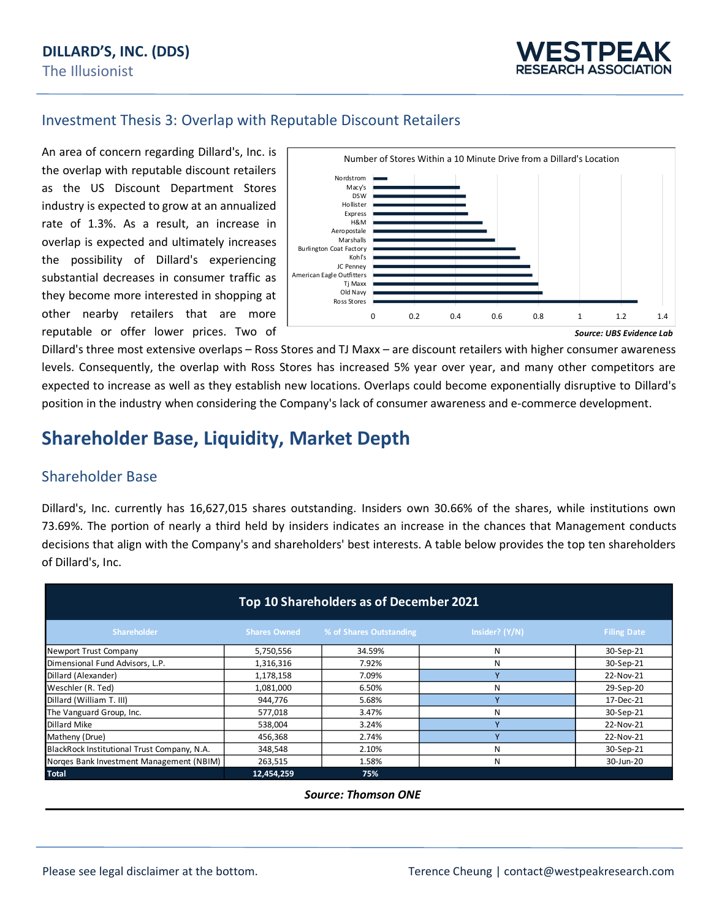## Investment Thesis 3: Overlap with Reputable Discount Retailers

An area of concern regarding Dillard's, Inc. is the overlap with reputable discount retailers as the US Discount Department Stores industry is expected to grow at an annualized rate of 1.3%. As a result, an increase in overlap is expected and ultimately increases the possibility of Dillard's experiencing substantial decreases in consumer traffic as they become more interested in shopping at other nearby retailers that are more reputable or offer lower prices. Two of Dillard's three most extensive overlaps – Ross Stores and TJ Maxx – are discount retailers with higher consumer awareness levels. Consequently, the overlap with Ross Stores has increased 5% year over year, and many other competitors are expected to increase as well as they establish new locations. Overlaps could become exponentially disruptive to Dillard's position in the industry when considering the Company's lack of consumer awareness and e-commerce development.

Number of Stores Within a 10 Minute Drive from a Dillard's Location

| Retailer | Approx. value |
|---|---|
| Nordstrom | 0.07 |
| Macy's | 0.42 |
| DSW | 0.45 |
| Hollister | 0.45 |
| Express | 0.46 |
| H&M | 0.53 |
| Aeropostale | 0.55 |
| Marshalls | 0.59 |
| Burlington Coat Factory | 0.69 |
| Kohl's | 0.71 |
| JC Penney | 0.76 |
| American Eagle Outfitters | 0.77 |
| Tj Maxx | 0.80 |
| Old Navy | 0.82 |
| Ross Stores | 1.28 |

***Source: UBS Evidence Lab***

# Shareholder Base, Liquidity, Market Depth

## Shareholder Base

Dillard's, Inc. currently has 16,627,015 shares outstanding. Insiders own 30.66% of the shares, while institutions own 73.69%. The portion of nearly a third held by insiders indicates an increase in the chances that Management conducts decisions that align with the Company's and shareholders' best interests. A table below provides the top ten shareholders of Dillard's, Inc.

**Top 10 Shareholders as of December 2021**

| Shareholder | Shares Owned | % of Shares Outstanding | Insider? (Y/N) | Filing Date |
|---|---|---|---|---|
| Newport Trust Company | 5,750,556 | 34.59% | N | 30-Sep-21 |
| Dimensional Fund Advisors, L.P. | 1,316,316 | 7.92% | N | 30-Sep-21 |
| Dillard (Alexander) | 1,178,158 | 7.09% | Y | 22-Nov-21 |
| Weschler (R. Ted) | 1,081,000 | 6.50% | N | 29-Sep-20 |
| Dillard (William T. III) | 944,776 | 5.68% | Y | 17-Dec-21 |
| The Vanguard Group, Inc. | 577,018 | 3.47% | N | 30-Sep-21 |
| Dillard Mike | 538,004 | 3.24% | Y | 22-Nov-21 |
| Matheny (Drue) | 456,368 | 2.74% | Y | 22-Nov-21 |
| BlackRock Institutional Trust Company, N.A. | 348,548 | 2.10% | N | 30-Sep-21 |
| Norqes Bank Investment Management (NBIM) | 263,515 | 1.58% | N | 30-Jun-20 |
| **Total** | **12,454,259** | **75%** | | |

***Source: Thomson ONE***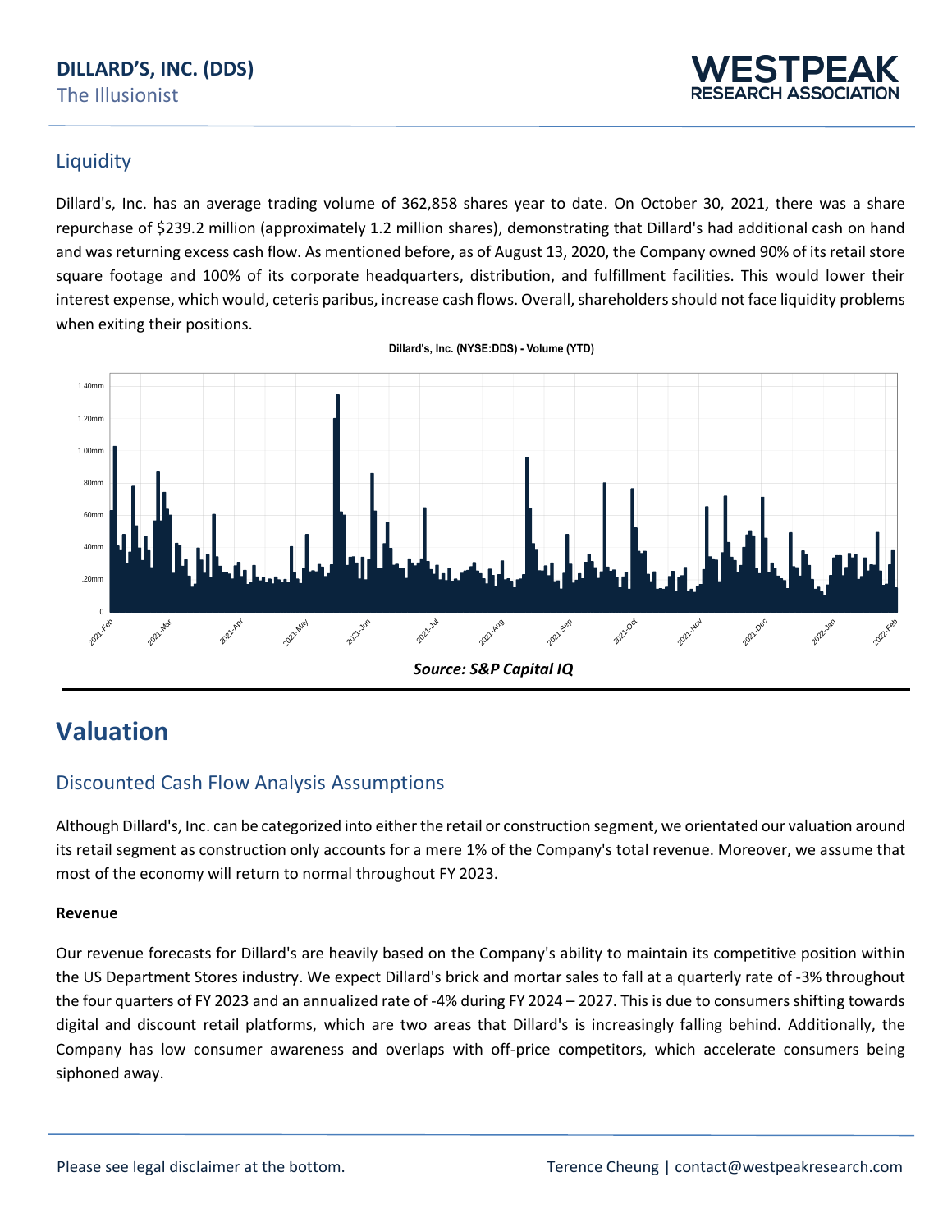## Liquidity

Dillard's, Inc. has an average trading volume of 362,858 shares year to date. On October 30, 2021, there was a share repurchase of $239.2 million (approximately 1.2 million shares), demonstrating that Dillard's had additional cash on hand and was returning excess cash flow. As mentioned before, as of August 13, 2020, the Company owned 90% of its retail store square footage and 100% of its corporate headquarters, distribution, and fulfillment facilities. This would lower their interest expense, which would, ceteris paribus, increase cash flows. Overall, shareholders should not face liquidity problems when exiting their positions.

Dillard's, Inc. (NYSE:DDS) - Volume (YTD)

***Source: S&P Capital IQ***

# Valuation

## Discounted Cash Flow Analysis Assumptions

Although Dillard's, Inc. can be categorized into either the retail or construction segment, we orientated our valuation around its retail segment as construction only accounts for a mere 1% of the Company's total revenue. Moreover, we assume that most of the economy will return to normal throughout FY 2023.

**Revenue**

Our revenue forecasts for Dillard's are heavily based on the Company's ability to maintain its competitive position within the US Department Stores industry. We expect Dillard's brick and mortar sales to fall at a quarterly rate of -3% throughout the four quarters of FY 2023 and an annualized rate of -4% during FY 2024 – 2027. This is due to consumers shifting towards digital and discount retail platforms, which are two areas that Dillard's is increasingly falling behind. Additionally, the Company has low consumer awareness and overlaps with off-price competitors, which accelerate consumers being siphoned away.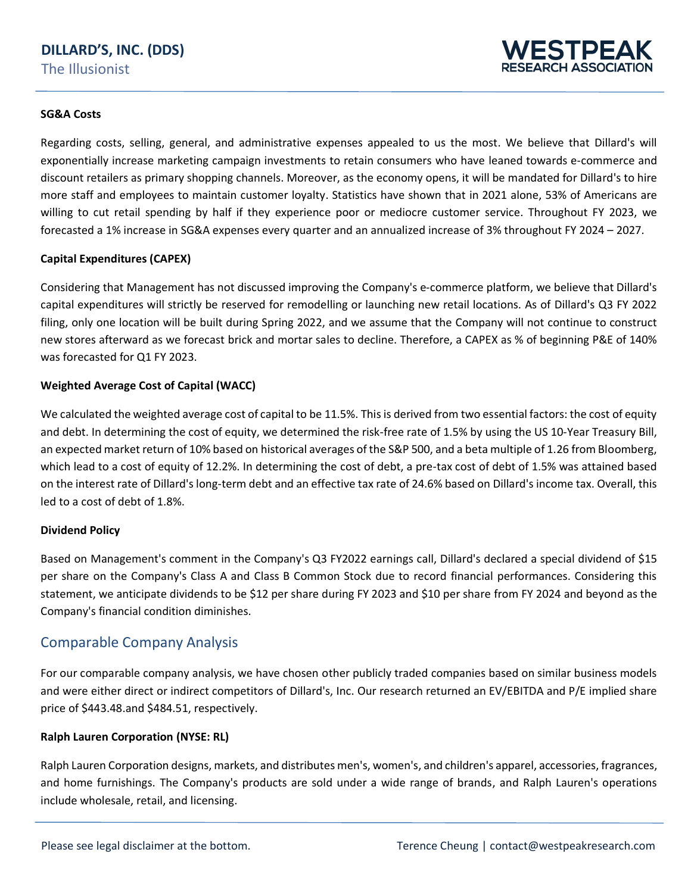#### SG&A Costs

Regarding costs, selling, general, and administrative expenses appealed to us the most. We believe that Dillard's will exponentially increase marketing campaign investments to retain consumers who have leaned towards e-commerce and discount retailers as primary shopping channels. Moreover, as the economy opens, it will be mandated for Dillard's to hire more staff and employees to maintain customer loyalty. Statistics have shown that in 2021 alone, 53% of Americans are willing to cut retail spending by half if they experience poor or mediocre customer service. Throughout FY 2023, we forecasted a 1% increase in SG&A expenses every quarter and an annualized increase of 3% throughout FY 2024 – 2027.

#### Capital Expenditures (CAPEX)

Considering that Management has not discussed improving the Company's e-commerce platform, we believe that Dillard's capital expenditures will strictly be reserved for remodelling or launching new retail locations. As of Dillard's Q3 FY 2022 filing, only one location will be built during Spring 2022, and we assume that the Company will not continue to construct new stores afterward as we forecast brick and mortar sales to decline. Therefore, a CAPEX as % of beginning P&E of 140% was forecasted for Q1 FY 2023.

#### Weighted Average Cost of Capital (WACC)

We calculated the weighted average cost of capital to be 11.5%. This is derived from two essential factors: the cost of equity and debt. In determining the cost of equity, we determined the risk-free rate of 1.5% by using the US 10-Year Treasury Bill, an expected market return of 10% based on historical averages of the S&P 500, and a beta multiple of 1.26 from Bloomberg, which lead to a cost of equity of 12.2%. In determining the cost of debt, a pre-tax cost of debt of 1.5% was attained based on the interest rate of Dillard's long-term debt and an effective tax rate of 24.6% based on Dillard's income tax. Overall, this led to a cost of debt of 1.8%.

#### Dividend Policy

Based on Management's comment in the Company's Q3 FY2022 earnings call, Dillard's declared a special dividend of $15 per share on the Company's Class A and Class B Common Stock due to record financial performances. Considering this statement, we anticipate dividends to be $12 per share during FY 2023 and $10 per share from FY 2024 and beyond as the Company's financial condition diminishes.

## Comparable Company Analysis

For our comparable company analysis, we have chosen other publicly traded companies based on similar business models and were either direct or indirect competitors of Dillard's, Inc. Our research returned an EV/EBITDA and P/E implied share price of $443.48.and $484.51, respectively.

#### Ralph Lauren Corporation (NYSE: RL)

Ralph Lauren Corporation designs, markets, and distributes men's, women's, and children's apparel, accessories, fragrances, and home furnishings. The Company's products are sold under a wide range of brands, and Ralph Lauren's operations include wholesale, retail, and licensing.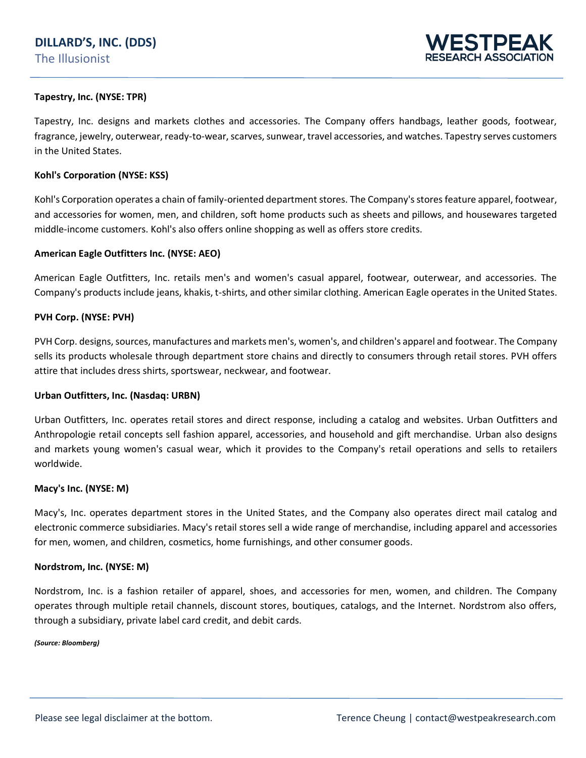**Tapestry, Inc. (NYSE: TPR)**

Tapestry, Inc. designs and markets clothes and accessories. The Company offers handbags, leather goods, footwear, fragrance, jewelry, outerwear, ready-to-wear, scarves, sunwear, travel accessories, and watches. Tapestry serves customers in the United States.

**Kohl's Corporation (NYSE: KSS)**

Kohl's Corporation operates a chain of family-oriented department stores. The Company's stores feature apparel, footwear, and accessories for women, men, and children, soft home products such as sheets and pillows, and housewares targeted middle-income customers. Kohl's also offers online shopping as well as offers store credits.

**American Eagle Outfitters Inc. (NYSE: AEO)**

American Eagle Outfitters, Inc. retails men's and women's casual apparel, footwear, outerwear, and accessories. The Company's products include jeans, khakis, t-shirts, and other similar clothing. American Eagle operates in the United States.

**PVH Corp. (NYSE: PVH)**

PVH Corp. designs, sources, manufactures and markets men's, women's, and children's apparel and footwear. The Company sells its products wholesale through department store chains and directly to consumers through retail stores. PVH offers attire that includes dress shirts, sportswear, neckwear, and footwear.

**Urban Outfitters, Inc. (Nasdaq: URBN)**

Urban Outfitters, Inc. operates retail stores and direct response, including a catalog and websites. Urban Outfitters and Anthropologie retail concepts sell fashion apparel, accessories, and household and gift merchandise. Urban also designs and markets young women's casual wear, which it provides to the Company's retail operations and sells to retailers worldwide.

**Macy's Inc. (NYSE: M)**

Macy's, Inc. operates department stores in the United States, and the Company also operates direct mail catalog and electronic commerce subsidiaries. Macy's retail stores sell a wide range of merchandise, including apparel and accessories for men, women, and children, cosmetics, home furnishings, and other consumer goods.

**Nordstrom, Inc. (NYSE: M)**

Nordstrom, Inc. is a fashion retailer of apparel, shoes, and accessories for men, women, and children. The Company operates through multiple retail channels, discount stores, boutiques, catalogs, and the Internet. Nordstrom also offers, through a subsidiary, private label card credit, and debit cards.

***(Source: Bloomberg)***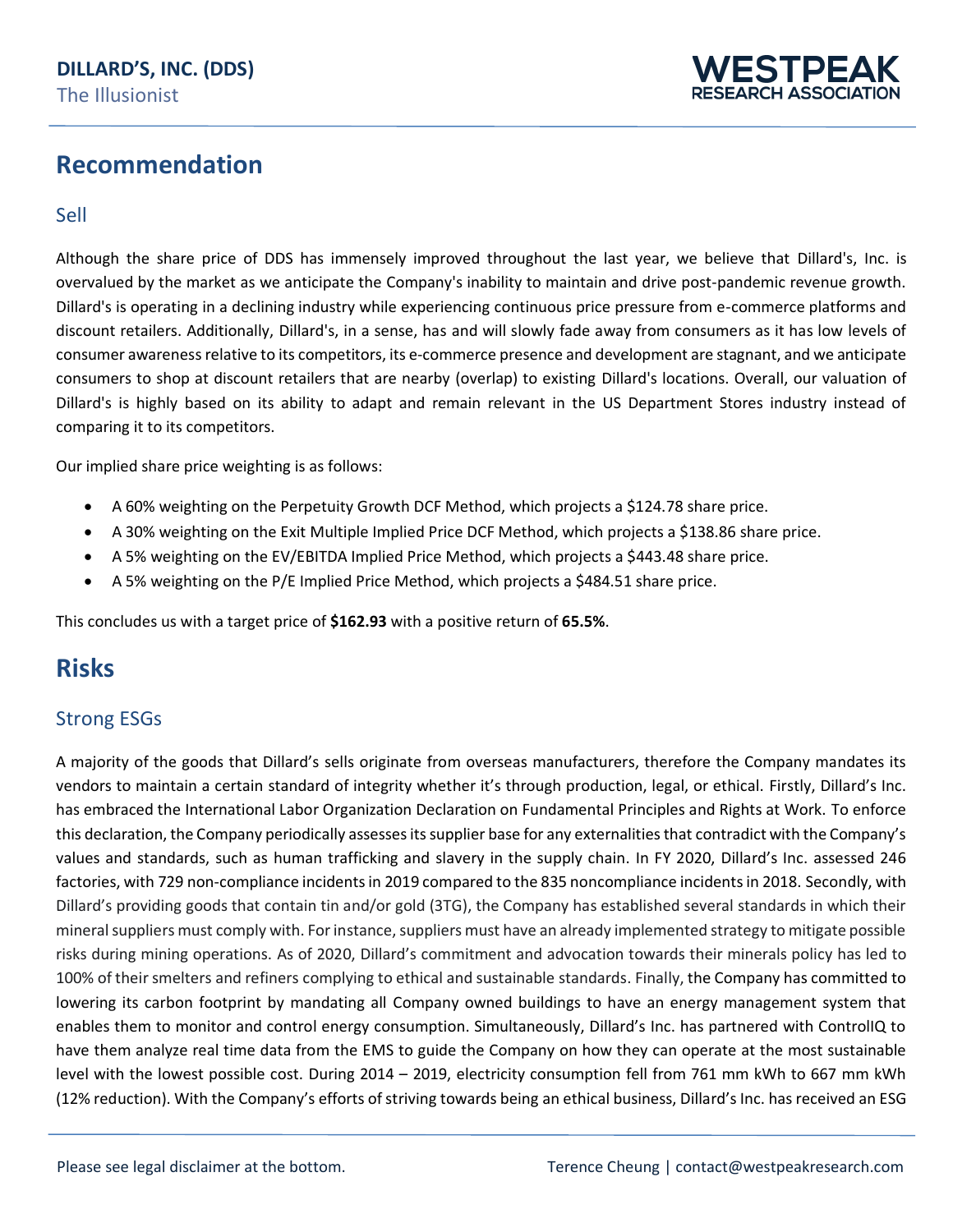# Recommendation

## Sell

Although the share price of DDS has immensely improved throughout the last year, we believe that Dillard's, Inc. is overvalued by the market as we anticipate the Company's inability to maintain and drive post-pandemic revenue growth. Dillard's is operating in a declining industry while experiencing continuous price pressure from e-commerce platforms and discount retailers. Additionally, Dillard's, in a sense, has and will slowly fade away from consumers as it has low levels of consumer awareness relative to its competitors, its e-commerce presence and development are stagnant, and we anticipate consumers to shop at discount retailers that are nearby (overlap) to existing Dillard's locations. Overall, our valuation of Dillard's is highly based on its ability to adapt and remain relevant in the US Department Stores industry instead of comparing it to its competitors.

Our implied share price weighting is as follows:

- A 60% weighting on the Perpetuity Growth DCF Method, which projects a $124.78 share price.
- A 30% weighting on the Exit Multiple Implied Price DCF Method, which projects a $138.86 share price.
- A 5% weighting on the EV/EBITDA Implied Price Method, which projects a $443.48 share price.
- A 5% weighting on the P/E Implied Price Method, which projects a $484.51 share price.

This concludes us with a target price of **$162.93** with a positive return of **65.5%**.

# Risks

## Strong ESGs

A majority of the goods that Dillard's sells originate from overseas manufacturers, therefore the Company mandates its vendors to maintain a certain standard of integrity whether it's through production, legal, or ethical. Firstly, Dillard's Inc. has embraced the International Labor Organization Declaration on Fundamental Principles and Rights at Work. To enforce this declaration, the Company periodically assesses its supplier base for any externalities that contradict with the Company's values and standards, such as human trafficking and slavery in the supply chain. In FY 2020, Dillard's Inc. assessed 246 factories, with 729 non-compliance incidents in 2019 compared to the 835 noncompliance incidents in 2018. Secondly, with Dillard's providing goods that contain tin and/or gold (3TG), the Company has established several standards in which their mineral suppliers must comply with. For instance, suppliers must have an already implemented strategy to mitigate possible risks during mining operations. As of 2020, Dillard's commitment and advocation towards their minerals policy has led to 100% of their smelters and refiners complying to ethical and sustainable standards. Finally, the Company has committed to lowering its carbon footprint by mandating all Company owned buildings to have an energy management system that enables them to monitor and control energy consumption. Simultaneously, Dillard's Inc. has partnered with ControlIQ to have them analyze real time data from the EMS to guide the Company on how they can operate at the most sustainable level with the lowest possible cost. During 2014 – 2019, electricity consumption fell from 761 mm kWh to 667 mm kWh (12% reduction). With the Company's efforts of striving towards being an ethical business, Dillard's Inc. has received an ESG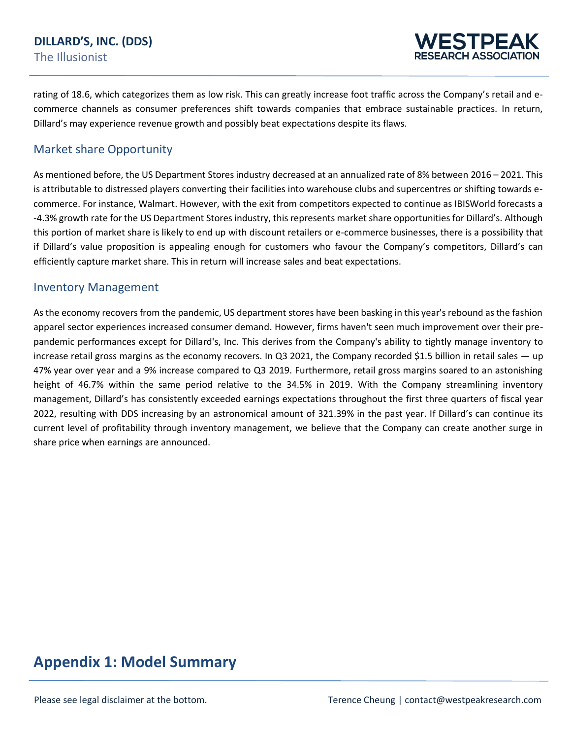rating of 18.6, which categorizes them as low risk. This can greatly increase foot traffic across the Company's retail and e-commerce channels as consumer preferences shift towards companies that embrace sustainable practices. In return, Dillard's may experience revenue growth and possibly beat expectations despite its flaws.

## Market share Opportunity

As mentioned before, the US Department Stores industry decreased at an annualized rate of 8% between 2016 – 2021. This is attributable to distressed players converting their facilities into warehouse clubs and supercentres or shifting towards e-commerce. For instance, Walmart. However, with the exit from competitors expected to continue as IBISWorld forecasts a -4.3% growth rate for the US Department Stores industry, this represents market share opportunities for Dillard's. Although this portion of market share is likely to end up with discount retailers or e-commerce businesses, there is a possibility that if Dillard's value proposition is appealing enough for customers who favour the Company's competitors, Dillard's can efficiently capture market share. This in return will increase sales and beat expectations.

## Inventory Management

As the economy recovers from the pandemic, US department stores have been basking in this year's rebound as the fashion apparel sector experiences increased consumer demand. However, firms haven't seen much improvement over their pre-pandemic performances except for Dillard's, Inc. This derives from the Company's ability to tightly manage inventory to increase retail gross margins as the economy recovers. In Q3 2021, the Company recorded $1.5 billion in retail sales — up 47% year over year and a 9% increase compared to Q3 2019. Furthermore, retail gross margins soared to an astonishing height of 46.7% within the same period relative to the 34.5% in 2019. With the Company streamlining inventory management, Dillard's has consistently exceeded earnings expectations throughout the first three quarters of fiscal year 2022, resulting with DDS increasing by an astronomical amount of 321.39% in the past year. If Dillard's can continue its current level of profitability through inventory management, we believe that the Company can create another surge in share price when earnings are announced.

# Appendix 1: Model Summary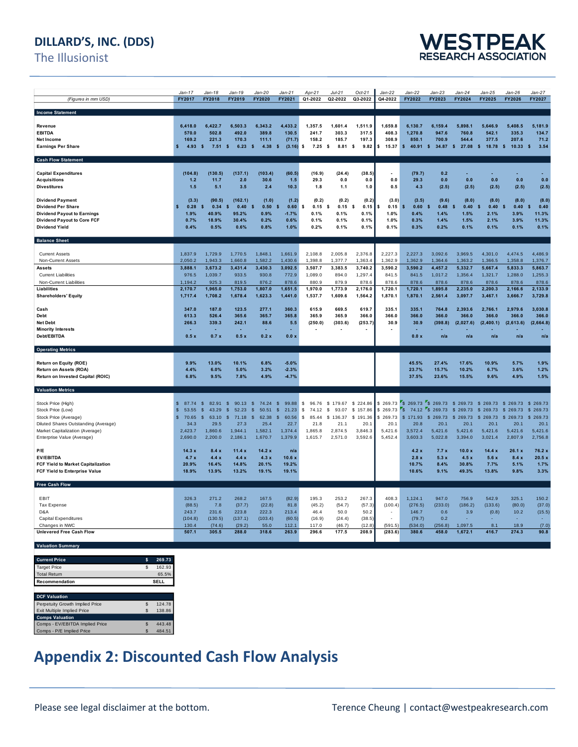| (Figures in mm USD) | Jan-17 FY2017 | Jan-18 FY2018 | Jan-19 FY2019 | Jan-20 FY2020 | Jan-21 FY2021 | Apr-21 Q1-2022 | Jul-21 Q2-2022 | Oct-21 Q3-2022 | Jan-22 Q4-2022 | Jan-22 FY2022 | Jan-23 FY2023 | Jan-24 FY2024 | Jan-25 FY2025 | Jan-26 FY2026 | Jan-27 FY2027 |
|---|---|---|---|---|---|---|---|---|---|---|---|---|---|---|---|
| **Income Statement** | | | | | | | | | | | | | | | |
| **Revenue** | 6,418.0 | 6,422.7 | 6,503.3 | 6,343.2 | 4,433.2 | 1,357.5 | 1,601.4 | 1,511.9 | 1,659.8 | 6,130.7 | 6,159.4 | 5,898.1 | 5,646.9 | 5,408.5 | 5,181.9 |
| **EBITDA** | 570.0 | 502.8 | 492.0 | 389.8 | 130.5 | 241.7 | 303.3 | 317.5 | 408.3 | 1,270.8 | 947.6 | 760.8 | 542.1 | 335.3 | 134.7 |
| **Net Income** | 169.2 | 221.3 | 170.3 | 111.1 | (71.7) | 158.2 | 185.7 | 197.3 | 308.9 | 850.1 | 700.9 | 544.4 | 377.5 | 207.6 | 71.2 |
| **Earnings Per Share** | $ 4.93 | $ 7.51 | $ 6.23 | $ 4.38 | $ (3.16) | $ 7.25 | $ 8.81 | $ 9.82 | $ 15.37 | $ 40.91 | $ 34.87 | $ 27.08 | $ 18.78 | $ 10.33 | $ 3.54 |
| **Cash Flow Statement** | | | | | | | | | | | | | | | |
| **Capital Expenditures** | (104.8) | (130.5) | (137.1) | (103.4) | (60.5) | (16.9) | (24.4) | (38.5) | - | (79.7) | 0.2 | - | - | - | - |
| **Acquisitions** | 1.2 | 11.7 | 2.0 | 30.6 | 1.5 | 29.3 | 0.0 | 0.0 | 0.0 | 29.3 | 0.0 | 0.0 | 0.0 | 0.0 | 0.0 |
| **Divestitures** | 1.5 | 5.1 | 3.5 | 2.4 | 10.3 | 1.8 | 1.1 | 1.0 | 0.5 | 4.3 | (2.5) | (2.5) | (2.5) | (2.5) | (2.5) |
| **Dividend Payment** | (3.3) | (90.5) | (162.1) | (1.0) | (1.2) | (0.2) | (0.2) | (0.2) | (3.0) | (3.5) | (9.6) | (8.0) | (8.0) | (8.0) | (8.0) |
| **Dividend Per Share** | $ 0.28 | $ 0.34 | $ 0.40 | $ 0.50 | $ 0.60 | $ 0.15 | $ 0.15 | $ 0.15 | $ 0.15 | $ 0.60 | $ 0.48 | $ 0.40 | $ 0.40 | $ 0.40 | $ 0.40 |
| **Dividend Payout to Earnings** | 1.9% | 40.9% | 95.2% | 0.9% | -1.7% | 0.1% | 0.1% | 0.1% | 1.0% | 0.4% | 1.4% | 1.5% | 2.1% | 3.9% | 11.3% |
| **Dividend Payout to Core FCF** | 0.7% | 18.9% | 30.4% | 0.2% | 0.6% | 0.1% | 0.1% | 0.1% | 1.0% | 0.3% | 1.4% | 1.5% | 2.1% | 3.9% | 11.3% |
| **Dividend Yield** | 0.4% | 0.5% | 0.6% | 0.8% | 1.0% | 0.2% | 0.1% | 0.1% | 0.1% | 0.3% | 0.2% | 0.1% | 0.1% | 0.1% | 0.1% |
| **Balance Sheet** | | | | | | | | | | | | | | | |
| Current Assets | 1,837.9 | 1,729.9 | 1,770.5 | 1,848.1 | 1,661.9 | 2,108.8 | 2,005.8 | 2,376.8 | 2,227.3 | 2,227.3 | 3,092.6 | 3,969.5 | 4,301.0 | 4,474.5 | 4,486.9 |
| Non-Current Assets | 2,050.2 | 1,943.3 | 1,660.8 | 1,582.2 | 1,430.6 | 1,398.8 | 1,377.7 | 1,363.4 | 1,362.9 | 1,362.9 | 1,364.6 | 1,363.2 | 1,366.5 | 1,358.8 | 1,376.7 |
| **Assets** | 3,888.1 | 3,673.2 | 3,431.4 | 3,430.3 | 3,092.5 | 3,507.7 | 3,383.5 | 3,740.2 | 3,590.2 | 3,590.2 | 4,457.2 | 5,332.7 | 5,667.4 | 5,833.3 | 5,863.7 |
| Current Liabilities | 976.5 | 1,039.7 | 933.5 | 930.8 | 772.9 | 1,089.0 | 894.0 | 1,297.4 | 841.5 | 841.5 | 1,017.2 | 1,356.4 | 1,321.7 | 1,288.0 | 1,255.3 |
| Non-Current Liabilities | 1,194.2 | 925.3 | 819.5 | 876.2 | 878.6 | 880.9 | 879.9 | 878.6 | 878.6 | 878.6 | 878.6 | 878.6 | 878.6 | 878.6 | 878.6 |
| **Liabilities** | 2,170.7 | 1,965.0 | 1,753.0 | 1,807.0 | 1,651.5 | 1,970.0 | 1,773.9 | 2,176.0 | 1,720.1 | 1,720.1 | 1,895.8 | 2,235.0 | 2,200.3 | 2,166.6 | 2,133.9 |
| **Shareholders' Equity** | 1,717.4 | 1,708.2 | 1,678.4 | 1,623.3 | 1,441.0 | 1,537.7 | 1,609.6 | 1,564.2 | 1,870.1 | 1,870.1 | 2,561.4 | 3,097.7 | 3,467.1 | 3,666.7 | 3,729.8 |
| **Cash** | 347.0 | 187.0 | 123.5 | 277.1 | 360.3 | 615.9 | 669.5 | 619.7 | 335.1 | 335.1 | 764.8 | 2,393.6 | 2,766.1 | 2,979.6 | 3,030.8 |
| **Debt** | 613.3 | 526.4 | 365.6 | 365.7 | 365.8 | 365.9 | 365.9 | 366.0 | 366.0 | 366.0 | 366.0 | 366.0 | 366.0 | 366.0 | 366.0 |
| **Net Debt** | 266.3 | 339.3 | 242.1 | 88.6 | 5.5 | (250.0) | (303.6) | (253.7) | 30.9 | 30.9 | (398.8) | (2,027.6) | (2,400.1) | (2,613.6) | (2,664.8) |
| **Minority Interests** | - | - | - | - | - | - | - | - | - | - | - | - | - | - | - |
| **Debt/EBITDA** | 0.5 x | 0.7 x | 0.5 x | 0.2 x | 0.0 x | | | | | 0.0 x | n/a | n/a | n/a | n/a | n/a |
| **Operating Metrics** | | | | | | | | | | | | | | | |
| **Return on Equity (ROE)** | 9.9% | 13.0% | 10.1% | 6.8% | -5.0% | | | | | 45.5% | 27.4% | 17.6% | 10.9% | 5.7% | 1.9% |
| **Return on Assets (ROA)** | 4.4% | 6.0% | 5.0% | 3.2% | -2.3% | | | | | 23.7% | 15.7% | 10.2% | 6.7% | 3.6% | 1.2% |
| **Return on Invested Capital (ROIC)** | 6.8% | 9.5% | 7.8% | 4.9% | -4.7% | | | | | 37.5% | 23.6% | 15.5% | 9.6% | 4.9% | 1.5% |
| **Valuation Metrics** | | | | | | | | | | | | | | | |
| Stock Price (High) | $ 87.74 | $ 82.91 | $ 90.13 | $ 74.24 | $ 99.88 | $ 96.76 | $ 179.67 | $ 224.86 | $ 269.73 | $ 269.73 | $ 269.73 | $ 269.73 | $ 269.73 | $ 269.73 | $ 269.73 |
| Stock Price (Low) | $ 53.55 | $ 43.29 | $ 52.23 | $ 50.51 | $ 21.23 | $ 74.12 | $ 93.07 | $ 157.86 | $ 269.73 | $ 74.12 | $ 269.73 | $ 269.73 | $ 269.73 | $ 269.73 | $ 269.73 |
| Stock Price (Average) | $ 70.65 | $ 63.10 | $ 71.18 | $ 62.38 | $ 60.56 | $ 85.44 | $ 136.37 | $ 191.36 | $ 269.73 | $ 171.93 | $ 269.73 | $ 269.73 | $ 269.73 | $ 269.73 | $ 269.73 |
| Diluted Shares Outstanding (Average) | 34.3 | 29.5 | 27.3 | 25.4 | 22.7 | 21.8 | 21.1 | 20.1 | 20.1 | 20.8 | 20.1 | 20.1 | 20.1 | 20.1 | 20.1 |
| Market Capitalization (Average) | 2,423.7 | 1,860.6 | 1,944.1 | 1,582.1 | 1,374.4 | 1,865.8 | 2,874.5 | 3,846.3 | 5,421.6 | 3,572.4 | 5,421.6 | 5,421.6 | 5,421.6 | 5,421.6 | 5,421.6 |
| Enterprise Value (Average) | 2,690.0 | 2,200.0 | 2,186.1 | 1,670.7 | 1,379.9 | 1,615.7 | 2,571.0 | 3,592.6 | 5,452.4 | 3,603.3 | 5,022.8 | 3,394.0 | 3,021.4 | 2,807.9 | 2,756.8 |
| **P/E** | 14.3 x | 8.4 x | 11.4 x | 14.2 x | n/a | | | | | 4.2 x | 7.7 x | 10.0 x | 14.4 x | 26.1 x | 76.2 x |
| **EV/EBITDA** | 4.7 x | 4.4 x | 4.4 x | 4.3 x | 10.6 x | | | | | 2.8 x | 5.3 x | 4.5 x | 5.6 x | 8.4 x | 20.5 x |
| **FCF Yield to Market Capitalization** | 20.9% | 16.4% | 14.8% | 20.1% | 19.2% | | | | | 10.7% | 8.4% | 30.8% | 7.7% | 5.1% | 1.7% |
| **FCF Yield to Enterprise Value** | 18.9% | 13.9% | 13.2% | 19.1% | 19.1% | | | | | 10.6% | 9.1% | 49.3% | 13.8% | 9.8% | 3.3% |
| **Free Cash Flow** | | | | | | | | | | | | | | | |
| EBIT | 326.3 | 271.2 | 268.2 | 167.5 | (82.9) | 195.3 | 253.2 | 267.3 | 408.3 | 1,124.1 | 947.0 | 756.9 | 542.9 | 325.1 | 150.2 |
| Tax Expense | (88.5) | 7.8 | (37.7) | (22.8) | 81.8 | (45.2) | (54.7) | (57.3) | (100.4) | (276.5) | (233.0) | (186.2) | (133.6) | (80.0) | (37.0) |
| D&A | 243.7 | 231.6 | 223.8 | 222.3 | 213.4 | 46.4 | 50.0 | 50.2 | - | 146.7 | 0.6 | 3.9 | (0.8) | 10.2 | (15.5) |
| Capital Expenditures | (104.8) | (130.5) | (137.1) | (103.4) | (60.5) | (16.9) | (24.4) | (38.5) | - | (79.7) | 0.2 | - | - | - | - |
| Changes in NWC | 130.4 | (74.6) | (29.2) | 55.0 | 112.1 | 117.0 | (46.7) | (12.8) | (591.5) | (534.0) | (256.8) | 1,097.5 | 8.1 | 18.9 | (7.0) |
| **Unlevered Free Cash Flow** | 507.1 | 305.5 | 288.0 | 318.6 | 263.9 | 296.6 | 177.5 | 208.9 | (283.6) | 380.6 | 458.0 | 1,672.1 | 416.7 | 274.3 | 90.8 |

**Valuation Summary**

| **Current Price** | **$ 269.73** |
|---|---|
| Target Price | $ 162.93 |
| Total Return | 65.5% |
| **Recommendation** | **SELL** |

| **DCF Valuation** | |
|---|---|
| Perpetuity Growth Implied Price | $ 124.78 |
| Exit Multiple Implied Price | $ 138.86 |
| **Comps Valuation** | |
| Comps - EV/EBITDA Implied Price | $ 443.48 |
| Comps - P/E Implied Price | $ 484.51 |

# Appendix 2: Discounted Cash Flow Analysis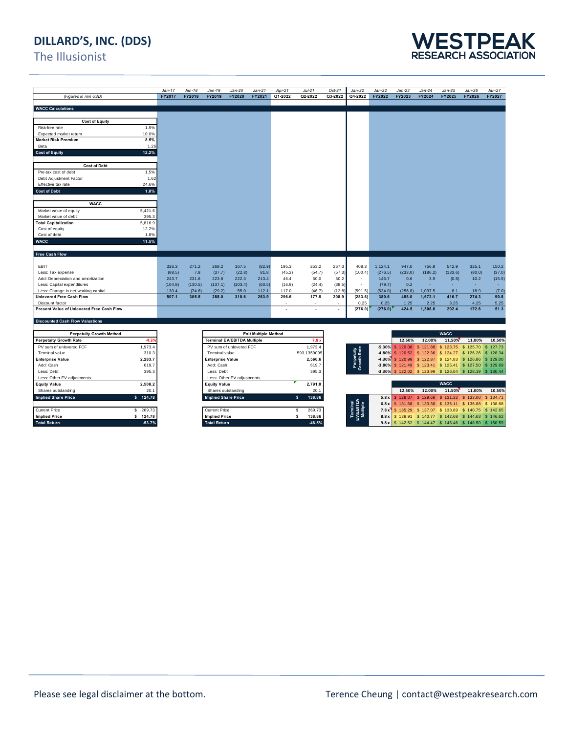# DILLARD'S, INC. (DDS)

The Illusionist

| | Jan-17 | Jan-18 | Jan-19 | Jan-20 | Jan-21 | Apr-21 | Jul-21 | Oct-21 | Jan-22 | Jan-22 | Jan-23 | Jan-24 | Jan-25 | Jan-26 | Jan-27 |
|---|---|---|---|---|---|---|---|---|---|---|---|---|---|---|---|
| *(Figures in mm USD)* | FY2017 | FY2018 | FY2019 | FY2020 | FY2021 | Q1-2022 | Q2-2022 | Q3-2022 | Q4-2022 | FY2022 | FY2023 | FY2024 | FY2025 | FY2026 | FY2027 |

**WACC Calculations**

| Cost of Equity | |
|---|---|
| Risk-free rate | 1.5% |
| Expected market return | 10.0% |
| **Market Risk Premium** | **8.5%** |
| Beta | 1.26 |
| **Cost of Equity** | **12.2%** |

| Cost of Debt | |
|---|---|
| Pre-tax cost of debt | 1.5% |
| Debt Adjustment Factor | 1.62 |
| Effective tax rate | 24.6% |
| **Cost of Debt** | **1.8%** |

| WACC | |
|---|---|
| Market value of equity | 5,421.6 |
| Market value of debt | 395.3 |
| **Total Capitalization** | **5,816.9** |
| Cost of equity | 12.2% |
| Cost of debt | 1.8% |
| **WACC** | **11.5%** |

**Free Cash Flow**

| (Figures in mm USD) | FY2017 | FY2018 | FY2019 | FY2020 | FY2021 | Q1-2022 | Q2-2022 | Q3-2022 | Q4-2022 | FY2022 | FY2023 | FY2024 | FY2025 | FY2026 | FY2027 |
|---|---|---|---|---|---|---|---|---|---|---|---|---|---|---|---|
| EBIT | 326.3 | 271.2 | 268.2 | 167.5 | (82.9) | 195.3 | 253.2 | 267.3 | 408.3 | 1,124.1 | 947.0 | 756.9 | 542.9 | 325.1 | 150.2 |
| Less: Tax expense | (88.5) | 7.8 | (37.7) | (22.8) | 81.8 | (45.2) | (54.7) | (57.3) | (100.4) | (276.5) | (233.0) | (186.2) | (133.6) | (80.0) | (37.0) |
| Add: Depreciation and amortization | 243.7 | 231.6 | 223.8 | 222.3 | 213.4 | 46.4 | 50.0 | 50.2 | - | 146.7 | 0.6 | 3.9 | (0.8) | 10.2 | (15.5) |
| Less: Capital expenditures | (104.8) | (130.5) | (137.1) | (103.4) | (60.5) | (16.9) | (24.4) | (38.5) | - | (79.7) | 0.2 | - | - | - | - |
| Less: Change in net working capital | 130.4 | (74.6) | (29.2) | 55.0 | 112.1 | 117.0 | (46.7) | (12.8) | (591.5) | (534.0) | (256.8) | 1,097.5 | 8.1 | 18.9 | (7.0) |
| **Unlevered Free Cash Flow** | **507.1** | **305.5** | **288.0** | **318.6** | **263.9** | **296.6** | **177.5** | **208.9** | **(283.6)** | **380.6** | **458.0** | **1,672.1** | **416.7** | **274.3** | **90.8** |
| Discount factor | | | | | | - | - | - | 0.25 | 0.25 | 1.25 | 2.25 | 3.25 | 4.25 | 5.25 |
| **Present Value of Unlevered Free Cash Flow** | | | | | | **-** | **-** | **-** | **(276.0)** | **(276.0)** | **424.5** | **1,308.6** | **292.4** | **172.6** | **51.3** |

**Discounted Cash Flow Valuations**

| Perpetuity Growth Method | |
|---|---|
| **Perpetuity Growth Rate** | **-4.3%** |
| PV sum of unlevered FCF | 1,973.4 |
| Terminal value | 310.3 |
| **Enterprise Value** | **2,283.7** |
| Add: Cash | 619.7 |
| Less: Debt | 395.3 |
| Less: Other EV adjustments | |
| **Equity Value** | **2,508.2** |
| Shares outstanding | 20.1 |
| **Implied Share Price** | **$ 124.78** |
| Current Price | $ 269.73 |
| **Implied Price** | **$ 124.78** |
| **Total Return** | **-53.7%** |

| Exit Multiple Method | |
|---|---|
| **Terminal EV/EBITDA Multiple** | **7.8 x** |
| PV sum of unlevered FCF | 1,973.4 |
| Terminal value | 593.1359095 |
| **Enterprise Value** | **2,566.6** |
| Add: Cash | 619.7 |
| Less: Debt | 395.3 |
| Less: Other EV adjustments | - |
| **Equity Value** | **2,791.0** |
| Shares outstanding | 20.1 |
| **Implied Share Price** | **$ 138.86** |
| Current Price | $ 269.73 |
| **Implied Price** | **$ 138.86** |
| **Total Return** | **-48.5%** |

| Perpetuity Growth Rate \ WACC | 12.50% | 12.00% | 11.50% | 11.00% | 10.50% |
|---|---|---|---|---|---|
| -5.30% | $ 120.08 | $ 121.88 | $ 123.75 | $ 125.70 | $ 127.73 |
| -4.80% | $ 120.52 | $ 122.36 | $ 124.27 | $ 126.26 | $ 128.34 |
| -4.30% | $ 120.99 | $ 122.87 | $ 124.83 | $ 126.86 | $ 129.00 |
| -3.80% | $ 121.49 | $ 123.41 | $ 125.41 | $ 127.50 | $ 129.69 |
| -3.30% | $ 122.02 | $ 123.99 | $ 126.04 | $ 128.19 | $ 130.44 |

| Terminal EV/EBITDA Multiple \ WACC | 12.50% | 12.00% | 11.50% | 11.00% | 10.50% |
|---|---|---|---|---|---|
| 5.8 x | $ 128.07 | $ 129.68 | $ 131.32 | $ 133.00 | $ 134.71 |
| 6.8 x | $ 131.68 | $ 133.38 | $ 135.11 | $ 136.88 | $ 138.68 |
| 7.8 x | $ 135.29 | $ 137.07 | $ 138.89 | $ 140.75 | $ 142.65 |
| 8.8 x | $ 138.91 | $ 140.77 | $ 142.68 | $ 144.63 | $ 146.62 |
| 9.8 x | $ 142.52 | $ 144.47 | $ 146.46 | $ 148.50 | $ 150.59 |

Please see legal disclaimer at the bottom. Terence Cheung | contact@westpeakresearch.com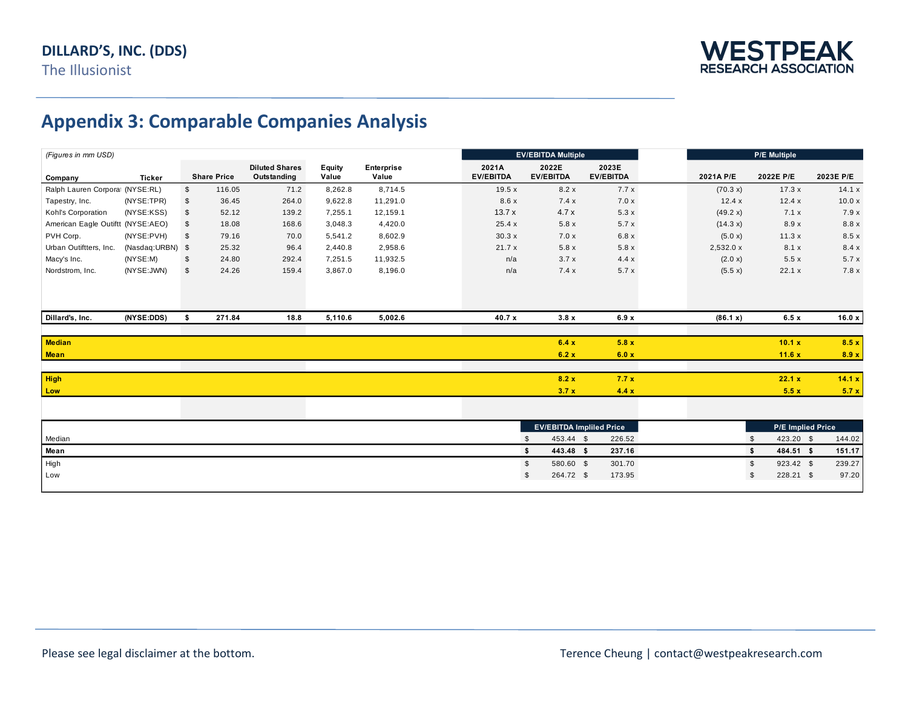## Appendix 3: Comparable Companies Analysis

*(Figures in mm USD)*

| Company | Ticker | Share Price | Diluted Shares Outstanding | Equity Value | Enterprise Value | 2021A EV/EBITDA | 2022E EV/EBITDA | 2023E EV/EBITDA | 2021A P/E | 2022E P/E | 2023E P/E |
|---|---|---|---|---|---|---|---|---|---|---|---|
| | | | | | | EV/EBITDA Multiple | | | P/E Multiple | | |
| Ralph Lauren Corporat | (NYSE:RL) | $ 116.05 | 71.2 | 8,262.8 | 8,714.5 | 19.5 x | 8.2 x | 7.7 x | (70.3 x) | 17.3 x | 14.1 x |
| Tapestry, Inc. | (NYSE:TPR) | $ 36.45 | 264.0 | 9,622.8 | 11,291.0 | 8.6 x | 7.4 x | 7.0 x | 12.4 x | 12.4 x | 10.0 x |
| Kohl's Corporation | (NYSE:KSS) | $ 52.12 | 139.2 | 7,255.1 | 12,159.1 | 13.7 x | 4.7 x | 5.3 x | (49.2 x) | 7.1 x | 7.9 x |
| American Eagle Outfitt | (NYSE:AEO) | $ 18.08 | 168.6 | 3,048.3 | 4,420.0 | 25.4 x | 5.8 x | 5.7 x | (14.3 x) | 8.9 x | 8.8 x |
| PVH Corp. | (NYSE:PVH) | $ 79.16 | 70.0 | 5,541.2 | 8,602.9 | 30.3 x | 7.0 x | 6.8 x | (5.0 x) | 11.3 x | 8.5 x |
| Urban Outiftters, Inc. | (Nasdaq:URBN) | $ 25.32 | 96.4 | 2,440.8 | 2,958.6 | 21.7 x | 5.8 x | 5.8 x | 2,532.0 x | 8.1 x | 8.4 x |
| Macy's Inc. | (NYSE:M) | $ 24.80 | 292.4 | 7,251.5 | 11,932.5 | n/a | 3.7 x | 4.4 x | (2.0 x) | 5.5 x | 5.7 x |
| Nordstrom, Inc. | (NYSE:JWN) | $ 24.26 | 159.4 | 3,867.0 | 8,196.0 | n/a | 7.4 x | 5.7 x | (5.5 x) | 22.1 x | 7.8 x |
| **Dillard's, Inc.** | **(NYSE:DDS)** | **$ 271.84** | **18.8** | **5,110.6** | **5,002.6** | **40.7 x** | **3.8 x** | **6.9 x** | **(86.1 x)** | **6.5 x** | **16.0 x** |
| **Median** | | | | | | | **6.4 x** | **5.8 x** | | **10.1 x** | **8.5 x** |
| **Mean** | | | | | | | **6.2 x** | **6.0 x** | | **11.6 x** | **8.9 x** |
| **High** | | | | | | | **8.2 x** | **7.7 x** | | **22.1 x** | **14.1 x** |
| **Low** | | | | | | | **3.7 x** | **4.4 x** | | **5.5 x** | **5.7 x** |

| | EV/EBITDA Implied Price | | P/E Implied Price | |
|---|---|---|---|---|
| Median | $ 453.44 | $ 226.52 | $ 423.20 | $ 144.02 |
| **Mean** | **$ 443.48** | **$ 237.16** | **$ 484.51** | **$ 151.17** |
| High | $ 580.60 | $ 301.70 | $ 923.42 | $ 239.27 |
| Low | $ 264.72 | $ 173.95 | $ 228.21 | $ 97.20 |

Please see legal disclaimer at the bottom.

Terence Cheung | contact@westpeakresearch.com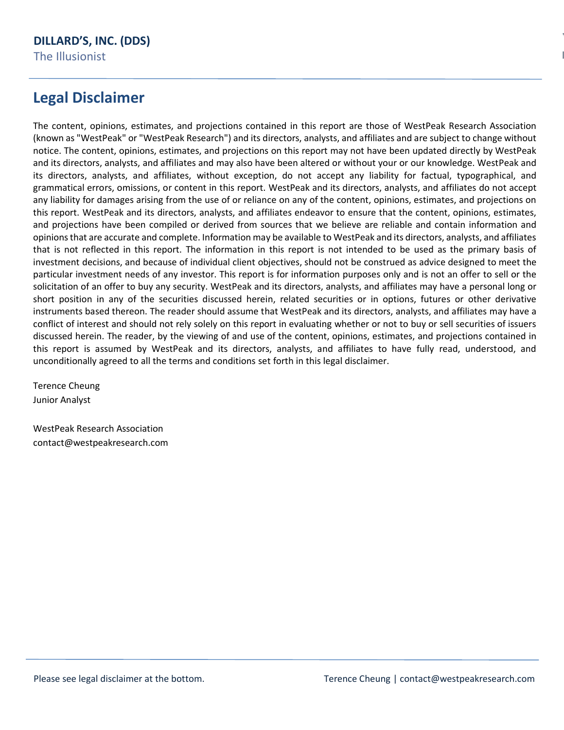## Legal Disclaimer

The content, opinions, estimates, and projections contained in this report are those of WestPeak Research Association (known as "WestPeak" or "WestPeak Research") and its directors, analysts, and affiliates and are subject to change without notice. The content, opinions, estimates, and projections on this report may not have been updated directly by WestPeak and its directors, analysts, and affiliates and may also have been altered or without your or our knowledge. WestPeak and its directors, analysts, and affiliates, without exception, do not accept any liability for factual, typographical, and grammatical errors, omissions, or content in this report. WestPeak and its directors, analysts, and affiliates do not accept any liability for damages arising from the use of or reliance on any of the content, opinions, estimates, and projections on this report. WestPeak and its directors, analysts, and affiliates endeavor to ensure that the content, opinions, estimates, and projections have been compiled or derived from sources that we believe are reliable and contain information and opinions that are accurate and complete. Information may be available to WestPeak and its directors, analysts, and affiliates that is not reflected in this report. The information in this report is not intended to be used as the primary basis of investment decisions, and because of individual client objectives, should not be construed as advice designed to meet the particular investment needs of any investor. This report is for information purposes only and is not an offer to sell or the solicitation of an offer to buy any security. WestPeak and its directors, analysts, and affiliates may have a personal long or short position in any of the securities discussed herein, related securities or in options, futures or other derivative instruments based thereon. The reader should assume that WestPeak and its directors, analysts, and affiliates may have a conflict of interest and should not rely solely on this report in evaluating whether or not to buy or sell securities of issuers discussed herein. The reader, by the viewing of and use of the content, opinions, estimates, and projections contained in this report is assumed by WestPeak and its directors, analysts, and affiliates to have fully read, understood, and unconditionally agreed to all the terms and conditions set forth in this legal disclaimer.

Terence Cheung
Junior Analyst

WestPeak Research Association
contact@westpeakresearch.com